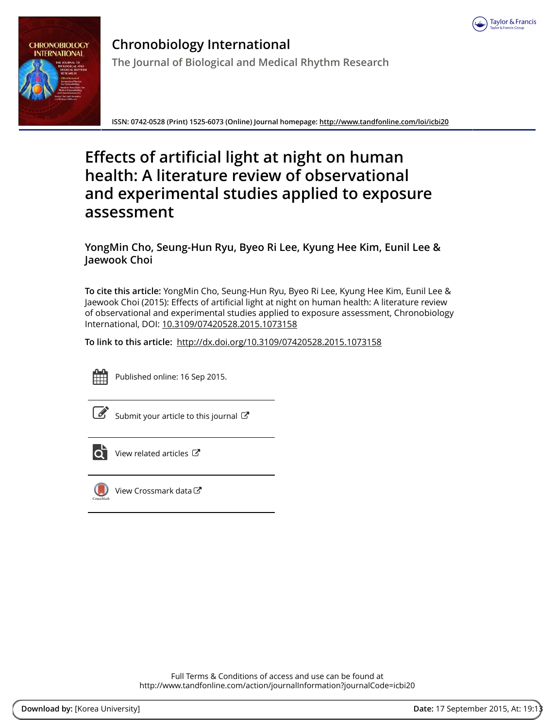# Chronobiology International

The Journal of Biological and Medical Rhythm Research

ISSN: 0742-0528 (Print) 1525-6073 (Online) Journal homepage: http://www.tandfonline.com/loi/icbi20

# Effects of artificial light at night on human health: A literature review of observational and experimental studies applied to exposure assessment

**YongMin Cho, Seung-Hun Ryu, Byeo Ri Lee, Kyung Hee Kim, Eunil Lee & Jaewook Choi**

**To cite this article:** YongMin Cho, Seung-Hun Ryu, Byeo Ri Lee, Kyung Hee Kim, Eunil Lee & Jaewook Choi (2015): Effects of artificial light at night on human health: A literature review of observational and experimental studies applied to exposure assessment, Chronobiology International, DOI: 10.3109/07420528.2015.1073158

**To link to this article:** http://dx.doi.org/10.3109/07420528.2015.1073158

Published online: 16 Sep 2015.

Submit your article to this journal

View related articles

View Crossmark data

Full Terms & Conditions of access and use can be found at
http://www.tandfonline.com/action/journalInformation?journalCode=icbi20

**Download by:** [Korea University] **Date:** 17 September 2015, At: 19:13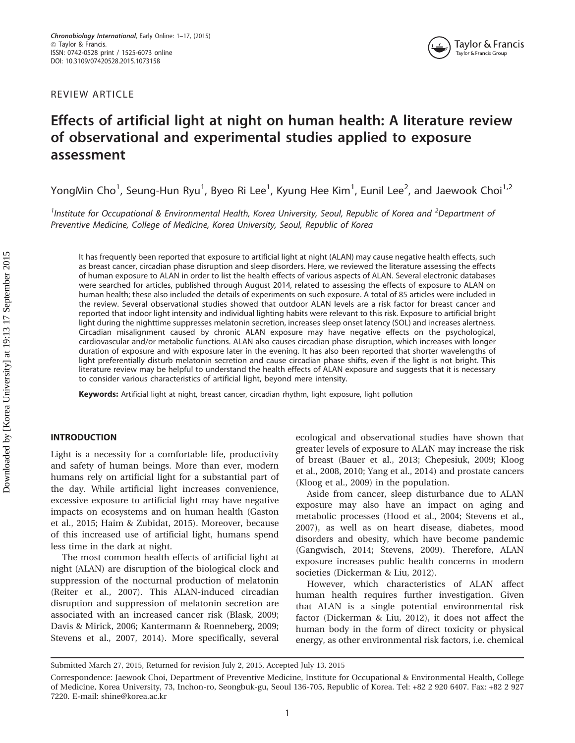REVIEW ARTICLE

# Effects of artificial light at night on human health: A literature review of observational and experimental studies applied to exposure assessment

YongMin Cho[1], Seung-Hun Ryu[1], Byeo Ri Lee[1], Kyung Hee Kim[1], Eunil Lee[2], and Jaewook Choi[1,2]

[1]*Institute for Occupational & Environmental Health, Korea University, Seoul, Republic of Korea and* [2]*Department of Preventive Medicine, College of Medicine, Korea University, Seoul, Republic of Korea*

It has frequently been reported that exposure to artificial light at night (ALAN) may cause negative health effects, such as breast cancer, circadian phase disruption and sleep disorders. Here, we reviewed the literature assessing the effects of human exposure to ALAN in order to list the health effects of various aspects of ALAN. Several electronic databases were searched for articles, published through August 2014, related to assessing the effects of exposure to ALAN on human health; these also included the details of experiments on such exposure. A total of 85 articles were included in the review. Several observational studies showed that outdoor ALAN levels are a risk factor for breast cancer and reported that indoor light intensity and individual lighting habits were relevant to this risk. Exposure to artificial bright light during the nighttime suppresses melatonin secretion, increases sleep onset latency (SOL) and increases alertness. Circadian misalignment caused by chronic ALAN exposure may have negative effects on the psychological, cardiovascular and/or metabolic functions. ALAN also causes circadian phase disruption, which increases with longer duration of exposure and with exposure later in the evening. It has also been reported that shorter wavelengths of light preferentially disturb melatonin secretion and cause circadian phase shifts, even if the light is not bright. This literature review may be helpful to understand the health effects of ALAN exposure and suggests that it is necessary to consider various characteristics of artificial light, beyond mere intensity.

**Keywords:** Artificial light at night, breast cancer, circadian rhythm, light exposure, light pollution

## INTRODUCTION

Light is a necessity for a comfortable life, productivity and safety of human beings. More than ever, modern humans rely on artificial light for a substantial part of the day. While artificial light increases convenience, excessive exposure to artificial light may have negative impacts on ecosystems and on human health (Gaston et al., 2015; Haim & Zubidat, 2015). Moreover, because of this increased use of artificial light, humans spend less time in the dark at night.

The most common health effects of artificial light at night (ALAN) are disruption of the biological clock and suppression of the nocturnal production of melatonin (Reiter et al., 2007). This ALAN-induced circadian disruption and suppression of melatonin secretion are associated with an increased cancer risk (Blask, 2009; Davis & Mirick, 2006; Kantermann & Roenneberg, 2009; Stevens et al., 2007, 2014). More specifically, several ecological and observational studies have shown that greater levels of exposure to ALAN may increase the risk of breast (Bauer et al., 2013; Chepesiuk, 2009; Kloog et al., 2008, 2010; Yang et al., 2014) and prostate cancers (Kloog et al., 2009) in the population.

Aside from cancer, sleep disturbance due to ALAN exposure may also have an impact on aging and metabolic processes (Hood et al., 2004; Stevens et al., 2007), as well as on heart disease, diabetes, mood disorders and obesity, which have become pandemic (Gangwisch, 2014; Stevens, 2009). Therefore, ALAN exposure increases public health concerns in modern societies (Dickerman & Liu, 2012).

However, which characteristics of ALAN affect human health requires further investigation. Given that ALAN is a single potential environmental risk factor (Dickerman & Liu, 2012), it does not affect the human body in the form of direct toxicity or physical energy, as other environmental risk factors, i.e. chemical

Submitted March 27, 2015, Returned for revision July 2, 2015, Accepted July 13, 2015

Correspondence: Jaewook Choi, Department of Preventive Medicine, Institute for Occupational & Environmental Health, College of Medicine, Korea University, 73, Inchon-ro, Seongbuk-gu, Seoul 136-705, Republic of Korea. Tel: +82 2 920 6407. Fax: +82 2 927 7220. E-mail: shine@korea.ac.kr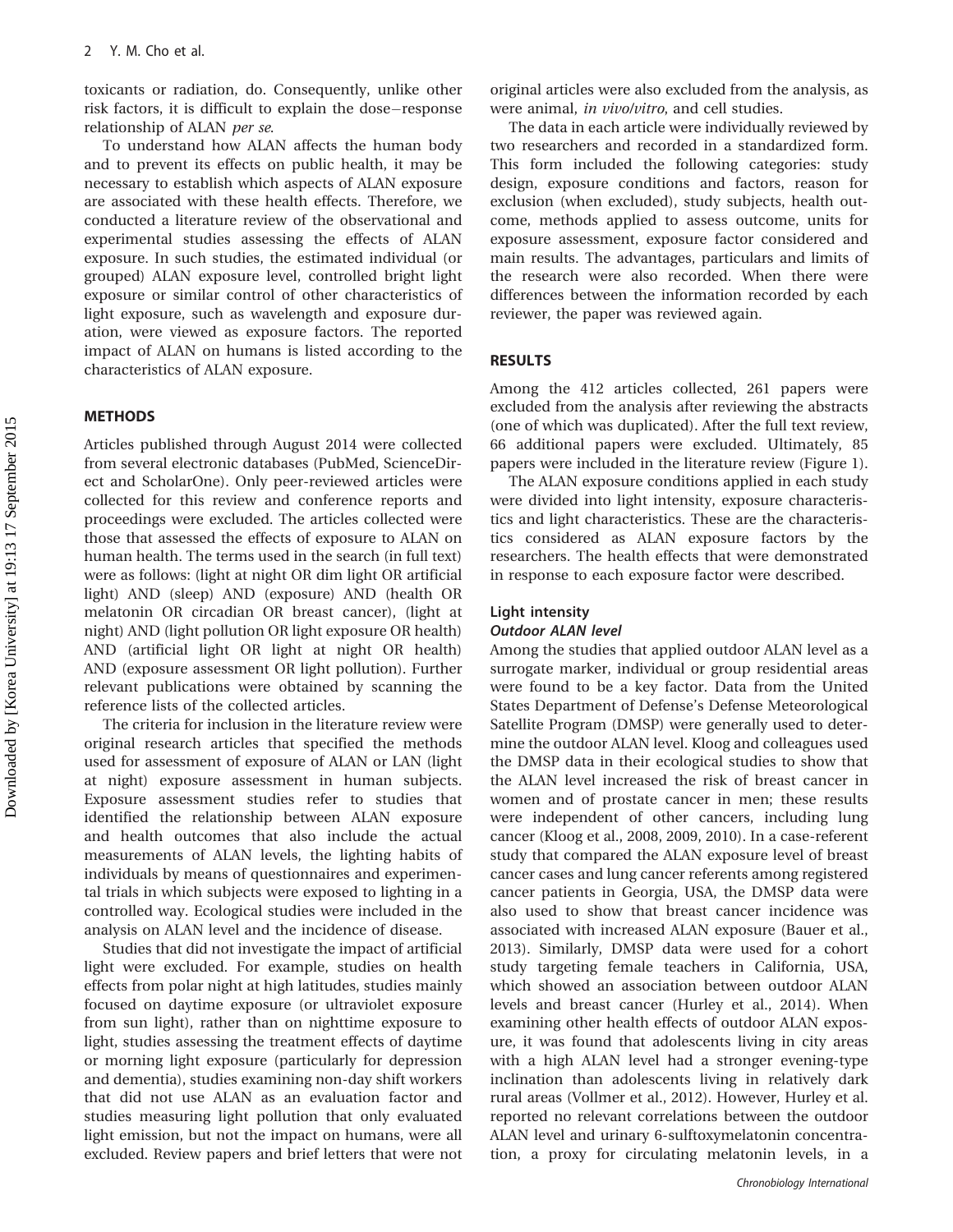toxicants or radiation, do. Consequently, unlike other risk factors, it is difficult to explain the dose−response relationship of ALAN *per se*.

To understand how ALAN affects the human body and to prevent its effects on public health, it may be necessary to establish which aspects of ALAN exposure are associated with these health effects. Therefore, we conducted a literature review of the observational and experimental studies assessing the effects of ALAN exposure. In such studies, the estimated individual (or grouped) ALAN exposure level, controlled bright light exposure or similar control of other characteristics of light exposure, such as wavelength and exposure duration, were viewed as exposure factors. The reported impact of ALAN on humans is listed according to the characteristics of ALAN exposure.

## METHODS

Articles published through August 2014 were collected from several electronic databases (PubMed, ScienceDirect and ScholarOne). Only peer-reviewed articles were collected for this review and conference reports and proceedings were excluded. The articles collected were those that assessed the effects of exposure to ALAN on human health. The terms used in the search (in full text) were as follows: (light at night OR dim light OR artificial light) AND (sleep) AND (exposure) AND (health OR melatonin OR circadian OR breast cancer), (light at night) AND (light pollution OR light exposure OR health) AND (artificial light OR light at night OR health) AND (exposure assessment OR light pollution). Further relevant publications were obtained by scanning the reference lists of the collected articles.

The criteria for inclusion in the literature review were original research articles that specified the methods used for assessment of exposure of ALAN or LAN (light at night) exposure assessment in human subjects. Exposure assessment studies refer to studies that identified the relationship between ALAN exposure and health outcomes that also include the actual measurements of ALAN levels, the lighting habits of individuals by means of questionnaires and experimental trials in which subjects were exposed to lighting in a controlled way. Ecological studies were included in the analysis on ALAN level and the incidence of disease.

Studies that did not investigate the impact of artificial light were excluded. For example, studies on health effects from polar night at high latitudes, studies mainly focused on daytime exposure (or ultraviolet exposure from sun light), rather than on nighttime exposure to light, studies assessing the treatment effects of daytime or morning light exposure (particularly for depression and dementia), studies examining non-day shift workers that did not use ALAN as an evaluation factor and studies measuring light pollution that only evaluated light emission, but not the impact on humans, were all excluded. Review papers and brief letters that were not original articles were also excluded from the analysis, as were animal, *in vivo*/*vitro*, and cell studies.

The data in each article were individually reviewed by two researchers and recorded in a standardized form. This form included the following categories: study design, exposure conditions and factors, reason for exclusion (when excluded), study subjects, health outcome, methods applied to assess outcome, units for exposure assessment, exposure factor considered and main results. The advantages, particulars and limits of the research were also recorded. When there were differences between the information recorded by each reviewer, the paper was reviewed again.

## RESULTS

Among the 412 articles collected, 261 papers were excluded from the analysis after reviewing the abstracts (one of which was duplicated). After the full text review, 66 additional papers were excluded. Ultimately, 85 papers were included in the literature review (Figure 1).

The ALAN exposure conditions applied in each study were divided into light intensity, exposure characteristics and light characteristics. These are the characteristics considered as ALAN exposure factors by the researchers. The health effects that were demonstrated in response to each exposure factor were described.

### Light intensity

#### *Outdoor ALAN level*

Among the studies that applied outdoor ALAN level as a surrogate marker, individual or group residential areas were found to be a key factor. Data from the United States Department of Defense's Defense Meteorological Satellite Program (DMSP) were generally used to determine the outdoor ALAN level. Kloog and colleagues used the DMSP data in their ecological studies to show that the ALAN level increased the risk of breast cancer in women and of prostate cancer in men; these results were independent of other cancers, including lung cancer (Kloog et al., 2008, 2009, 2010). In a case-referent study that compared the ALAN exposure level of breast cancer cases and lung cancer referents among registered cancer patients in Georgia, USA, the DMSP data were also used to show that breast cancer incidence was associated with increased ALAN exposure (Bauer et al., 2013). Similarly, DMSP data were used for a cohort study targeting female teachers in California, USA, which showed an association between outdoor ALAN levels and breast cancer (Hurley et al., 2014). When examining other health effects of outdoor ALAN exposure, it was found that adolescents living in city areas with a high ALAN level had a stronger evening-type inclination than adolescents living in relatively dark rural areas (Vollmer et al., 2012). However, Hurley et al. reported no relevant correlations between the outdoor ALAN level and urinary 6-sulftoxymelatonin concentration, a proxy for circulating melatonin levels, in a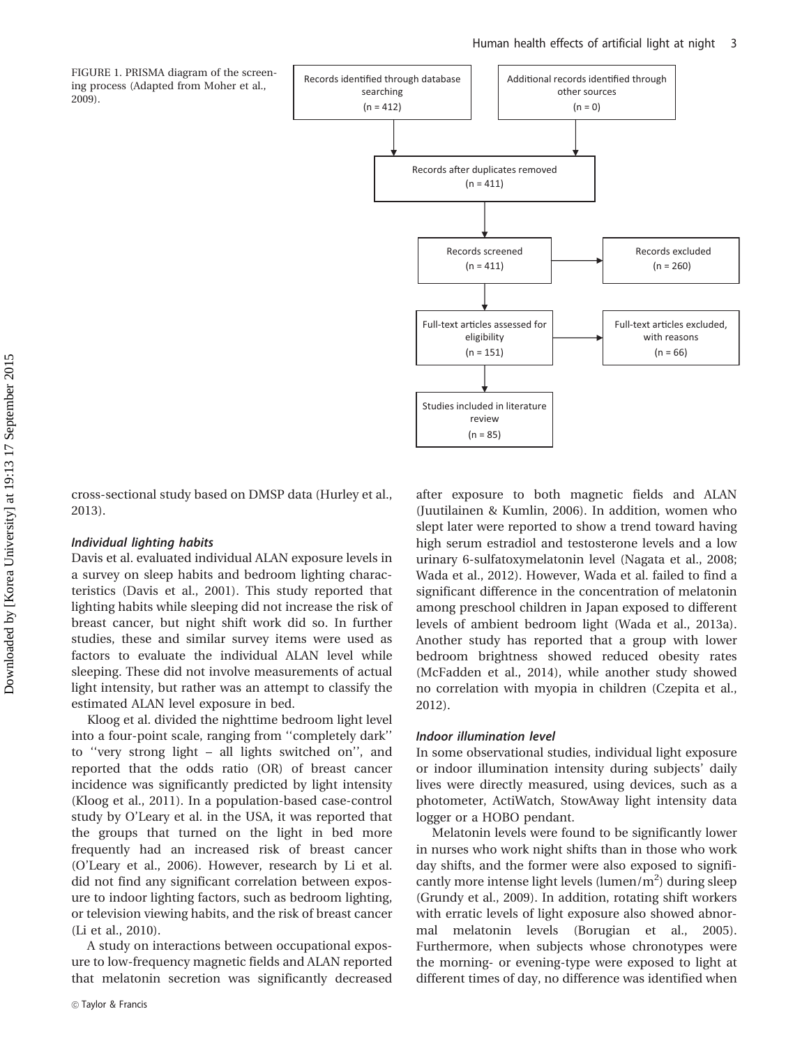FIGURE 1. PRISMA diagram of the screening process (Adapted from Moher et al., 2009).

- Records identified through database searching (n = 412)
- Additional records identified through other sources (n = 0)
- Records after duplicates removed (n = 411)
- Records screened (n = 411)
- Records excluded (n = 260)
- Full-text articles assessed for eligibility (n = 151)
- Full-text articles excluded, with reasons (n = 66)
- Studies included in literature review (n = 85)

cross-sectional study based on DMSP data (Hurley et al., 2013).

### *Individual lighting habits*

Davis et al. evaluated individual ALAN exposure levels in a survey on sleep habits and bedroom lighting characteristics (Davis et al., 2001). This study reported that lighting habits while sleeping did not increase the risk of breast cancer, but night shift work did so. In further studies, these and similar survey items were used as factors to evaluate the individual ALAN level while sleeping. These did not involve measurements of actual light intensity, but rather was an attempt to classify the estimated ALAN level exposure in bed.

Kloog et al. divided the nighttime bedroom light level into a four-point scale, ranging from ''completely dark'' to ''very strong light – all lights switched on'', and reported that the odds ratio (OR) of breast cancer incidence was significantly predicted by light intensity (Kloog et al., 2011). In a population-based case-control study by O'Leary et al. in the USA, it was reported that the groups that turned on the light in bed more frequently had an increased risk of breast cancer (O'Leary et al., 2006). However, research by Li et al. did not find any significant correlation between exposure to indoor lighting factors, such as bedroom lighting, or television viewing habits, and the risk of breast cancer (Li et al., 2010).

A study on interactions between occupational exposure to low-frequency magnetic fields and ALAN reported that melatonin secretion was significantly decreased after exposure to both magnetic fields and ALAN (Juutilainen & Kumlin, 2006). In addition, women who slept later were reported to show a trend toward having high serum estradiol and testosterone levels and a low urinary 6-sulfatoxymelatonin level (Nagata et al., 2008; Wada et al., 2012). However, Wada et al. failed to find a significant difference in the concentration of melatonin among preschool children in Japan exposed to different levels of ambient bedroom light (Wada et al., 2013a). Another study has reported that a group with lower bedroom brightness showed reduced obesity rates (McFadden et al., 2014), while another study showed no correlation with myopia in children (Czepita et al., 2012).

### *Indoor illumination level*

In some observational studies, individual light exposure or indoor illumination intensity during subjects' daily lives were directly measured, using devices, such as a photometer, ActiWatch, StowAway light intensity data logger or a HOBO pendant.

Melatonin levels were found to be significantly lower in nurses who work night shifts than in those who work day shifts, and the former were also exposed to significantly more intense light levels (lumen/$m^2$) during sleep (Grundy et al., 2009). In addition, rotating shift workers with erratic levels of light exposure also showed abnormal melatonin levels (Borugian et al., 2005). Furthermore, when subjects whose chronotypes were the morning- or evening-type were exposed to light at different times of day, no difference was identified when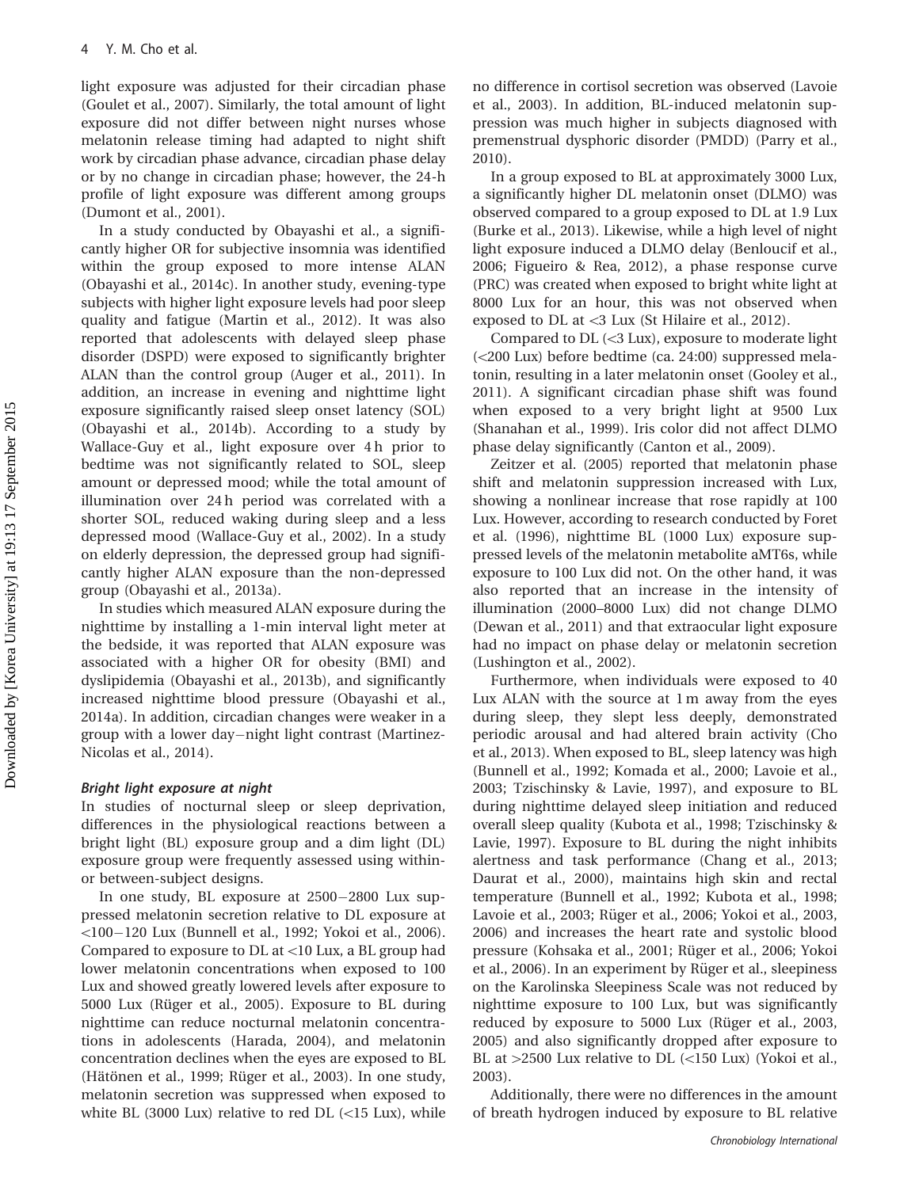light exposure was adjusted for their circadian phase (Goulet et al., 2007). Similarly, the total amount of light exposure did not differ between night nurses whose melatonin release timing had adapted to night shift work by circadian phase advance, circadian phase delay or by no change in circadian phase; however, the 24-h profile of light exposure was different among groups (Dumont et al., 2001).

In a study conducted by Obayashi et al., a significantly higher OR for subjective insomnia was identified within the group exposed to more intense ALAN (Obayashi et al., 2014c). In another study, evening-type subjects with higher light exposure levels had poor sleep quality and fatigue (Martin et al., 2012). It was also reported that adolescents with delayed sleep phase disorder (DSPD) were exposed to significantly brighter ALAN than the control group (Auger et al., 2011). In addition, an increase in evening and nighttime light exposure significantly raised sleep onset latency (SOL) (Obayashi et al., 2014b). According to a study by Wallace-Guy et al., light exposure over 4 h prior to bedtime was not significantly related to SOL, sleep amount or depressed mood; while the total amount of illumination over 24 h period was correlated with a shorter SOL, reduced waking during sleep and a less depressed mood (Wallace-Guy et al., 2002). In a study on elderly depression, the depressed group had significantly higher ALAN exposure than the non-depressed group (Obayashi et al., 2013a).

In studies which measured ALAN exposure during the nighttime by installing a 1-min interval light meter at the bedside, it was reported that ALAN exposure was associated with a higher OR for obesity (BMI) and dyslipidemia (Obayashi et al., 2013b), and significantly increased nighttime blood pressure (Obayashi et al., 2014a). In addition, circadian changes were weaker in a group with a lower day–night light contrast (Martinez-Nicolas et al., 2014).

### Bright light exposure at night

In studies of nocturnal sleep or sleep deprivation, differences in the physiological reactions between a bright light (BL) exposure group and a dim light (DL) exposure group were frequently assessed using within- or between-subject designs.

In one study, BL exposure at 2500–2800 Lux suppressed melatonin secretion relative to DL exposure at <100–120 Lux (Bunnell et al., 1992; Yokoi et al., 2006). Compared to exposure to DL at <10 Lux, a BL group had lower melatonin concentrations when exposed to 100 Lux and showed greatly lowered levels after exposure to 5000 Lux (Rüger et al., 2005). Exposure to BL during nighttime can reduce nocturnal melatonin concentrations in adolescents (Harada, 2004), and melatonin concentration declines when the eyes are exposed to BL (Hätönen et al., 1999; Rüger et al., 2003). In one study, melatonin secretion was suppressed when exposed to white BL (3000 Lux) relative to red DL (<15 Lux), while no difference in cortisol secretion was observed (Lavoie et al., 2003). In addition, BL-induced melatonin suppression was much higher in subjects diagnosed with premenstrual dysphoric disorder (PMDD) (Parry et al., 2010).

In a group exposed to BL at approximately 3000 Lux, a significantly higher DL melatonin onset (DLMO) was observed compared to a group exposed to DL at 1.9 Lux (Burke et al., 2013). Likewise, while a high level of night light exposure induced a DLMO delay (Benloucif et al., 2006; Figueiro & Rea, 2012), a phase response curve (PRC) was created when exposed to bright white light at 8000 Lux for an hour, this was not observed when exposed to DL at <3 Lux (St Hilaire et al., 2012).

Compared to DL (<3 Lux), exposure to moderate light (<200 Lux) before bedtime (ca. 24:00) suppressed melatonin, resulting in a later melatonin onset (Gooley et al., 2011). A significant circadian phase shift was found when exposed to a very bright light at 9500 Lux (Shanahan et al., 1999). Iris color did not affect DLMO phase delay significantly (Canton et al., 2009).

Zeitzer et al. (2005) reported that melatonin phase shift and melatonin suppression increased with Lux, showing a nonlinear increase that rose rapidly at 100 Lux. However, according to research conducted by Foret et al. (1996), nighttime BL (1000 Lux) exposure suppressed levels of the melatonin metabolite aMT6s, while exposure to 100 Lux did not. On the other hand, it was also reported that an increase in the intensity of illumination (2000–8000 Lux) did not change DLMO (Dewan et al., 2011) and that extraocular light exposure had no impact on phase delay or melatonin secretion (Lushington et al., 2002).

Furthermore, when individuals were exposed to 40 Lux ALAN with the source at 1 m away from the eyes during sleep, they slept less deeply, demonstrated periodic arousal and had altered brain activity (Cho et al., 2013). When exposed to BL, sleep latency was high (Bunnell et al., 1992; Komada et al., 2000; Lavoie et al., 2003; Tzischinsky & Lavie, 1997), and exposure to BL during nighttime delayed sleep initiation and reduced overall sleep quality (Kubota et al., 1998; Tzischinsky & Lavie, 1997). Exposure to BL during the night inhibits alertness and task performance (Chang et al., 2013; Daurat et al., 2000), maintains high skin and rectal temperature (Bunnell et al., 1992; Kubota et al., 1998; Lavoie et al., 2003; Rüger et al., 2006; Yokoi et al., 2003, 2006) and increases the heart rate and systolic blood pressure (Kohsaka et al., 2001; Rüger et al., 2006; Yokoi et al., 2006). In an experiment by Rüger et al., sleepiness on the Karolinska Sleepiness Scale was not reduced by nighttime exposure to 100 Lux, but was significantly reduced by exposure to 5000 Lux (Rüger et al., 2003, 2005) and also significantly dropped after exposure to BL at >2500 Lux relative to DL (<150 Lux) (Yokoi et al., 2003).

Additionally, there were no differences in the amount of breath hydrogen induced by exposure to BL relative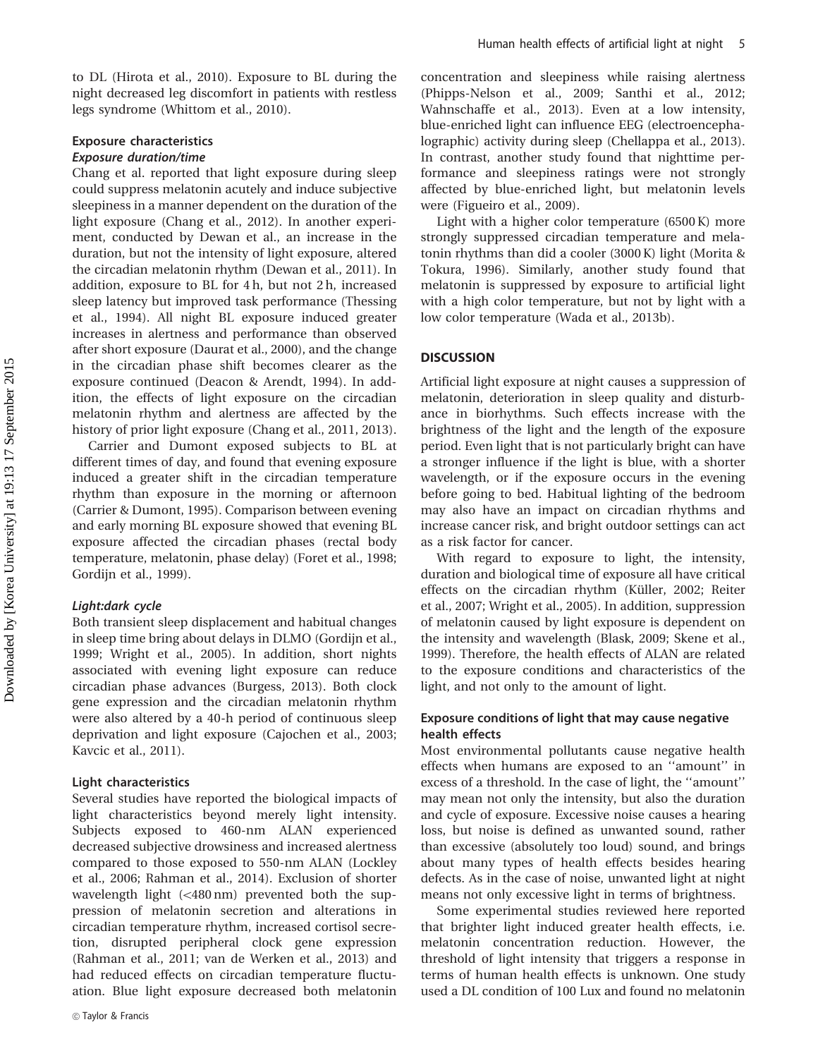to DL (Hirota et al., 2010). Exposure to BL during the night decreased leg discomfort in patients with restless legs syndrome (Whittom et al., 2010).

### Exposure characteristics

#### *Exposure duration/time*

Chang et al. reported that light exposure during sleep could suppress melatonin acutely and induce subjective sleepiness in a manner dependent on the duration of the light exposure (Chang et al., 2012). In another experiment, conducted by Dewan et al., an increase in the duration, but not the intensity of light exposure, altered the circadian melatonin rhythm (Dewan et al., 2011). In addition, exposure to BL for 4 h, but not 2 h, increased sleep latency but improved task performance (Thessing et al., 1994). All night BL exposure induced greater increases in alertness and performance than observed after short exposure (Daurat et al., 2000), and the change in the circadian phase shift becomes clearer as the exposure continued (Deacon & Arendt, 1994). In addition, the effects of light exposure on the circadian melatonin rhythm and alertness are affected by the history of prior light exposure (Chang et al., 2011, 2013).

Carrier and Dumont exposed subjects to BL at different times of day, and found that evening exposure induced a greater shift in the circadian temperature rhythm than exposure in the morning or afternoon (Carrier & Dumont, 1995). Comparison between evening and early morning BL exposure showed that evening BL exposure affected the circadian phases (rectal body temperature, melatonin, phase delay) (Foret et al., 1998; Gordijn et al., 1999).

#### *Light:dark cycle*

Both transient sleep displacement and habitual changes in sleep time bring about delays in DLMO (Gordijn et al., 1999; Wright et al., 2005). In addition, short nights associated with evening light exposure can reduce circadian phase advances (Burgess, 2013). Both clock gene expression and the circadian melatonin rhythm were also altered by a 40-h period of continuous sleep deprivation and light exposure (Cajochen et al., 2003; Kavcic et al., 2011).

### Light characteristics

Several studies have reported the biological impacts of light characteristics beyond merely light intensity. Subjects exposed to 460-nm ALAN experienced decreased subjective drowsiness and increased alertness compared to those exposed to 550-nm ALAN (Lockley et al., 2006; Rahman et al., 2014). Exclusion of shorter wavelength light (<480 nm) prevented both the suppression of melatonin secretion and alterations in circadian temperature rhythm, increased cortisol secretion, disrupted peripheral clock gene expression (Rahman et al., 2011; van de Werken et al., 2013) and had reduced effects on circadian temperature fluctuation. Blue light exposure decreased both melatonin concentration and sleepiness while raising alertness (Phipps-Nelson et al., 2009; Santhi et al., 2012; Wahnschaffe et al., 2013). Even at a low intensity, blue-enriched light can influence EEG (electroencephalographic) activity during sleep (Chellappa et al., 2013). In contrast, another study found that nighttime performance and sleepiness ratings were not strongly affected by blue-enriched light, but melatonin levels were (Figueiro et al., 2009).

Light with a higher color temperature (6500 K) more strongly suppressed circadian temperature and melatonin rhythms than did a cooler (3000 K) light (Morita & Tokura, 1996). Similarly, another study found that melatonin is suppressed by exposure to artificial light with a high color temperature, but not by light with a low color temperature (Wada et al., 2013b).

## DISCUSSION

Artificial light exposure at night causes a suppression of melatonin, deterioration in sleep quality and disturbance in biorhythms. Such effects increase with the brightness of the light and the length of the exposure period. Even light that is not particularly bright can have a stronger influence if the light is blue, with a shorter wavelength, or if the exposure occurs in the evening before going to bed. Habitual lighting of the bedroom may also have an impact on circadian rhythms and increase cancer risk, and bright outdoor settings can act as a risk factor for cancer.

With regard to exposure to light, the intensity, duration and biological time of exposure all have critical effects on the circadian rhythm (Küller, 2002; Reiter et al., 2007; Wright et al., 2005). In addition, suppression of melatonin caused by light exposure is dependent on the intensity and wavelength (Blask, 2009; Skene et al., 1999). Therefore, the health effects of ALAN are related to the exposure conditions and characteristics of the light, and not only to the amount of light.

### Exposure conditions of light that may cause negative health effects

Most environmental pollutants cause negative health effects when humans are exposed to an ''amount'' in excess of a threshold. In the case of light, the ''amount'' may mean not only the intensity, but also the duration and cycle of exposure. Excessive noise causes a hearing loss, but noise is defined as unwanted sound, rather than excessive (absolutely too loud) sound, and brings about many types of health effects besides hearing defects. As in the case of noise, unwanted light at night means not only excessive light in terms of brightness.

Some experimental studies reviewed here reported that brighter light induced greater health effects, i.e. melatonin concentration reduction. However, the threshold of light intensity that triggers a response in terms of human health effects is unknown. One study used a DL condition of 100 Lux and found no melatonin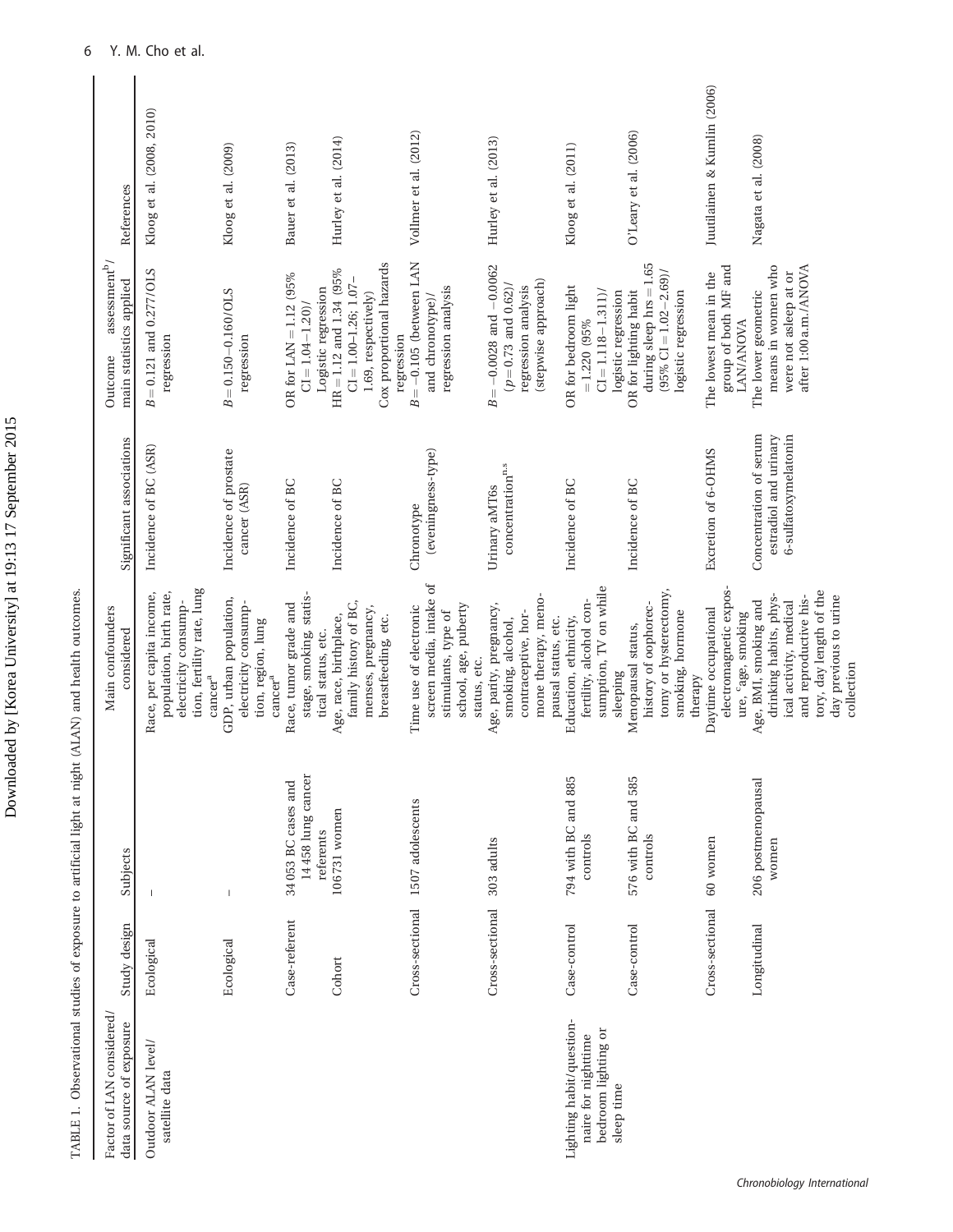TABLE 1. Observational studies of exposure to artificial light at night (ALAN) and health outcomes.

| Factor of LAN considered/ data source of exposure | Study design | Subjects | Main confounders considered | Significant associations | Outcome assessment[b]/ main statistics applied | References |
|---|---|---|---|---|---|---|
| Outdoor ALAN level/ satellite data | Ecological | – | Race, per capita income, population, birth rate, electricity consumption, fertility rate, lung cancer[a] | Incidence of BC (ASR) | $B = 0.121$ and $0.277$/OLS regression | Kloog et al. (2008, 2010) |
| | Ecological | – | GDP, urban population, electricity consumption, region, lung cancer[a] | Incidence of prostate cancer (ASR) | $B = 0.150$–$0.160$/OLS regression | Kloog et al. (2009) |
| | Case-referent | 34 053 BC cases and 14 458 lung cancer referents | Race, tumor grade and stage, smoking, statistical status, etc. | Incidence of BC | OR for LAN = 1.12 (95% CI = 1.04–1.20)/ Logistic regression | Bauer et al. (2013) |
| | Cohort | 106 731 women | Age, race, birthplace, family history of BC, menses, pregnancy, breastfeeding, etc. | Incidence of BC | HR = 1.12 and 1.34 (95% CI = 1.00–1.26; 1.07–1.69, respectively)/ Cox proportional hazards regression | Hurley et al. (2014) |
| | Cross-sectional | 1507 adolescents | Time use of electronic screen media, intake of stimulants, type of school, age, puberty status, etc. | Chronotype (eveningness-type) | $B = -0.105$ (between LAN and chronotype)/ regression analysis | Vollmer et al. (2012) |
| | Cross-sectional | 303 adults | Age, parity, pregnancy, smoking, alcohol, contraceptive, hormone therapy, menopausal status, etc. | Urinary aMT6s concentration[n.s] | $B = -0.0028$ and $-0.0062$ ($p = 0.73$ and $0.62$)/ regression analysis (stepwise approach) | Hurley et al. (2013) |
| Lighting habit/questionnaire for nighttime bedroom lighting or sleep time | Case-control | 794 with BC and 885 controls | Education, ethnicity, fertility, alcohol consumption, TV on while sleeping | Incidence of BC | OR for bedroom light = 1.220 (95% CI = 1.118–1.311)/ logistic regression | Kloog et al. (2011) |
| | Case-control | 576 with BC and 585 controls | Menopausal status, history of oophorectomy or hysterectomy, smoking, hormone therapy | Incidence of BC | OR for lighting habit during sleep hrs = 1.65 (95% CI = 1.02–2.69)/ logistic regression | O'Leary et al. (2006) |
| | Cross-sectional | 60 women | Daytime occupational electromagnetic exposure, [c]age, smoking | Excretion of 6-OHMS | The lowest mean in the group of both MF and LAN/ANOVA | Juutilainen & Kumlin (2006) |
| | Longitudinal | 206 postmenopausal women | Age, BMI, smoking and drinking habits, physical activity, medical and reproductive history, day length of the day previous to urine collection | Concentration of serum estradiol and urinary 6-sulfatoxymelatonin | The lower geometric means in women who were not asleep at or after 1:00 a.m./ANOVA | Nagata et al. (2008) |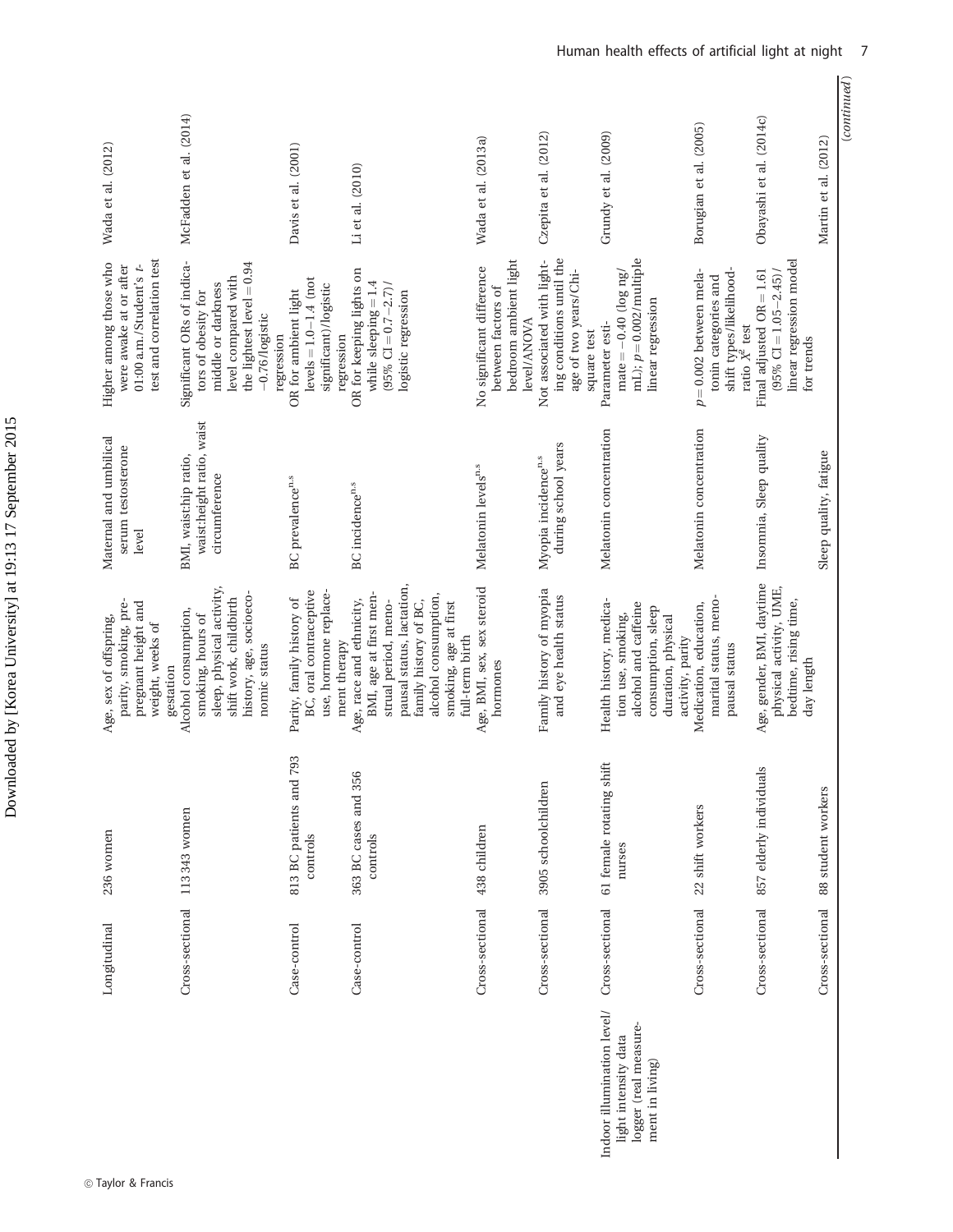| | Longitudinal | 236 women | Age, sex of offspring, parity, smoking, pre-pregnant height and weight, weeks of gestation | Maternal and umbilical serum testosterone level | Higher among those who were awake at or after 01:00 a.m./Student's t-test and correlation test | Wada et al. (2012) |
|---|---|---|---|---|---|---|
| | Cross-sectional | 113 343 women | Alcohol consumption, smoking, hours of sleep, physical activity, shift work, childbirth history, age, socioeconomic status | BMI, waist:hip ratio, waist:height ratio, waist circumference | Significant ORs of indicators of obesity for middle or darkness level compared with the lightest level = 0.94 −0.76/logistic regression | McFadden et al. (2014) |
| | Case-control | 813 BC patients and 793 controls | Parity, family history of BC, oral contraceptive use, hormone replacement therapy | BC prevalence[n.s] | OR for ambient light levels = 1.0–1.4 (not significant)/logistic regression | Davis et al. (2001) |
| | Case-control | 363 BC cases and 356 controls | Age, race and ethnicity, BMI, age at first menstrual period, menopausal status, lactation, family history of BC, alcohol consumption, smoking, age at first full-term birth | BC incidence[n.s] | OR for keeping lights on while sleeping = 1.4 (95% CI = 0.7–2.7)/logistic regression | Li et al. (2010) |
| | Cross-sectional | 438 children | Age, BMI, sex, sex steroid hormones | Melatonin levels[n.s] | No significant difference between factors of bedroom ambient light level/ANOVA | Wada et al. (2013a) |
| | Cross-sectional | 3905 schoolchildren | Family history of myopia and eye health status | Myopia incidence[n.s] during school years | Not associated with lighting conditions until the age of two years/Chi-square test | Czepita et al. (2012) |
| Indoor illumination level/light intensity data logger (real measurement in living) | Cross-sectional | 61 female rotating shift nurses | Health history, medication use, smoking, alcohol and caffeine consumption, sleep duration, physical activity, parity | Melatonin concentration | Parameter estimate = −0.40 (log ng/mL); $p = 0.002$/multiple linear regression | Grundy et al. (2009) |
| | Cross-sectional | 22 shift workers | Medication, education, marital status, menopausal status | Melatonin concentration | $p = 0.002$ between melatonin categories and shift types/likelihood-ratio $X^2$ test | Borugian et al. (2005) |
| | Cross-sectional | 857 elderly individuals | Age, gender, BMI, daytime physical activity, UME, bedtime, rising time, day length | Insomnia, Sleep quality | Final adjusted OR = 1.61 (95% CI = 1.05–2.45)/linear regression model for trends | Obayashi et al. (2014c) |
| | Cross-sectional | 88 student workers | | Sleep quality, fatigue | | Martin et al. (2012) |

(*continued*)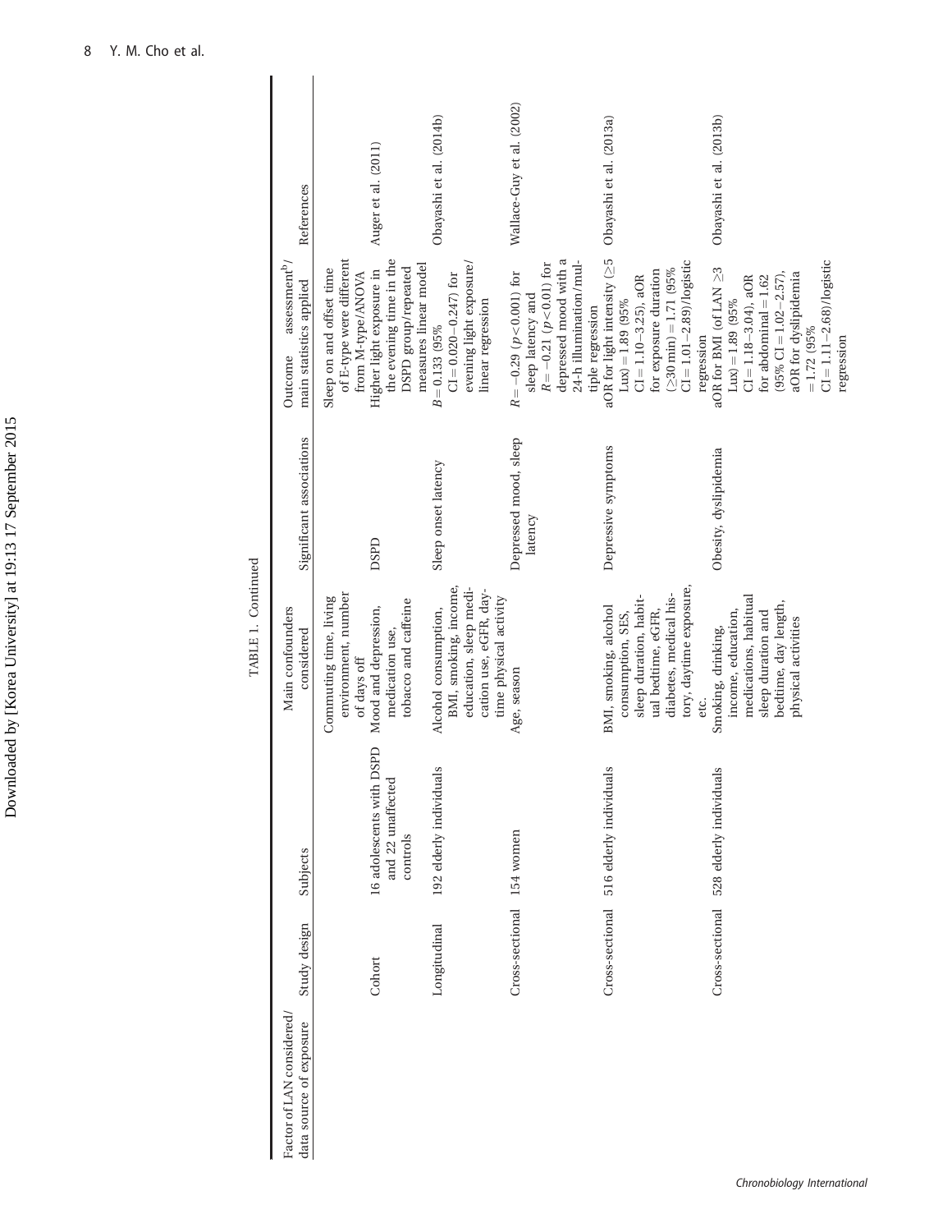TABLE 1. Continued

| Factor of LAN considered/ data source of exposure | Study design | Subjects | Main confounders considered | Significant associations | Outcome assessment[b]/ main statistics applied | References |
|---|---|---|---|---|---|---|
| | | | Commuting time, living environment, number of days off | | Sleep on and offset time of E-type were different from M-type/ANOVA | |
| | Cohort | 16 adolescents with DSPD and 22 unaffected controls | Mood and depression, medication use, tobacco and caffeine | DSPD | Higher light exposure in the evening time in the DSPD group/repeated measures linear model | Auger et al. (2011) |
| | Longitudinal | 192 elderly individuals | Alcohol consumption, BMI, smoking, income, education, sleep medication use, eGFR, daytime physical activity | Sleep onset latency | $B = 0.133$ (95% CI = 0.020–0.247) for evening light exposure/ linear regression | Obayashi et al. (2014b) |
| | Cross-sectional | 154 women | Age, season | Depressed mood, sleep latency | $R = -0.29$ ($p < 0.001$) for sleep latency and $R = -0.21$ ($p < 0.01$) for depressed mood with a 24-h illumination/multiple regression | Wallace-Guy et al. (2002) |
| | Cross-sectional | 516 elderly individuals | BMI, smoking, alcohol consumption, SES, sleep duration, habitual bedtime, eGFR, diabetes, medical history, daytime exposure, etc. | Depressive symptoms | aOR for light intensity (≥5 Lux) = 1.89 (95% CI = 1.10–3.25), aOR for exposure duration (≥30 min) = 1.71 (95% CI = 1.01–2.89)/logistic regression | Obayashi et al. (2013a) |
| | Cross-sectional | 528 elderly individuals | Smoking, drinking, income, education, medications, habitual sleep duration and bedtime, day length, physical activities | Obesity, dyslipidemia | aOR for BMI (of LAN ≥3 Lux) = 1.89 (95% CI = 1.18–3.04), aOR for abdominal = 1.62 (95% CI = 1.02–2.57), aOR for dyslipidemia = 1.72 (95% CI = 1.11–2.68)/logistic regression | Obayashi et al. (2013b) |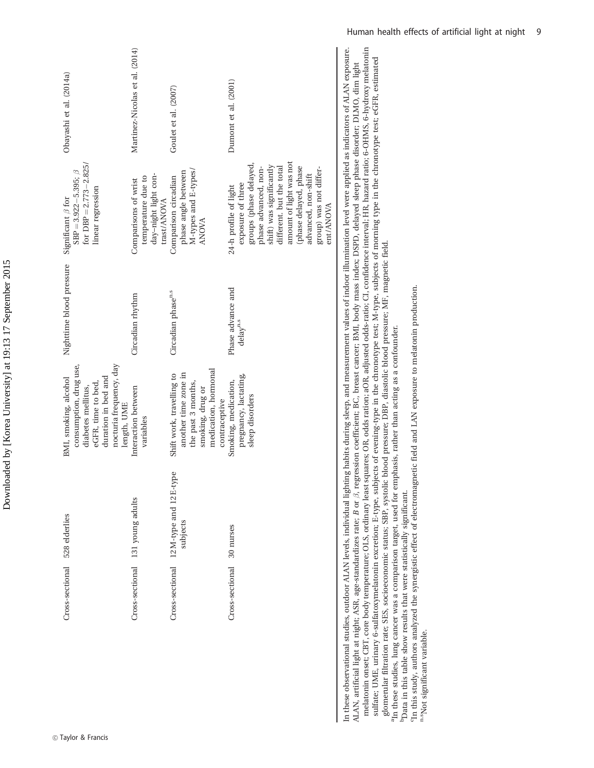| | | | | | |
|---|---|---|---|---|---|
| Cross-sectional | 528 elderlies | BMI, smoking, alcohol consumption, drug use, diabetes mellitus, eGFR, time to bed, duration in bed and nocturia frequency, day length, UME | Nighttime blood pressure | Significant $\beta$ for SBP = 3.922–5.395; $\beta$ for DBP = 2.773–2.825/ linear regression | Obayashi et al. (2014a) |
| Cross-sectional | 131 young adults | Interaction between variables | Circadian rhythm | Comparisons of wrist temperature due to day–night light contrast/ANOVA | Martinez-Nicolas et al. (2014) |
| Cross-sectional | 12 M-type and 12 E-type subjects | Shift work, travelling to another time zone in the past 3 months, smoking, drug or medication, hormonal contraceptive | Circadian phase[n.s] | Comparison circadian phase angle between M-types and E-types/ ANOVA | Goulet et al. (2007) |
| Cross-sectional | 30 nurses | Smoking, medication, pregnancy, lactating, sleep disorders | Phase advance and delay[n.s] | 24-h profile of light exposure of three groups (phase delayed, phase advanced, non-shift) was significantly different. but the total amount of light was not (phase delayed, phase advanced, non-shift group) was not different/ANOVA | Dumont et al. (2001) |

In these observational studies, outdoor ALAN levels, individual lighting habits during sleep, and measurement values of indoor illumination level were applied as indicators of ALAN exposure. ALAN, artificial light at night; ASR, age-standardizes rate; $B$ or $\beta$, regression coefficient; BC, breast cancer; BMI, body mass index; DSPD, delayed sleep phase disorder; DLMO, dim light melatonin onset; CBT, core body temperature; OLS, ordinary least squares; OR, odds ration; aOR, adjusted odds-ratio; CI, confidence interval; HR, hazard ratio; 6-OHMS, 6-hydroxy melatonin sulfate; UME, urinary 6-sulfatoxymelatonin excretion; E-type, subjects of evening-type in the chronotype test; M-type, subjects of morning type in the chronotype test; eGFR, estimated glomerular filtration rate; SES, socioeconomic status; SBP, systolic blood pressure; DBP, diastolic blood pressure; MF, magnetic field.

[a]In these studies, lung cancer was a comparison target, used for emphasis, rather than acting as a confounder.

[b]Data in this table show results that were statistically significant.

[c]In this study, authors analyzed the synergistic effect of electromagnetic field and LAN exposure to melatonin production.

[n.s]Not significant variable.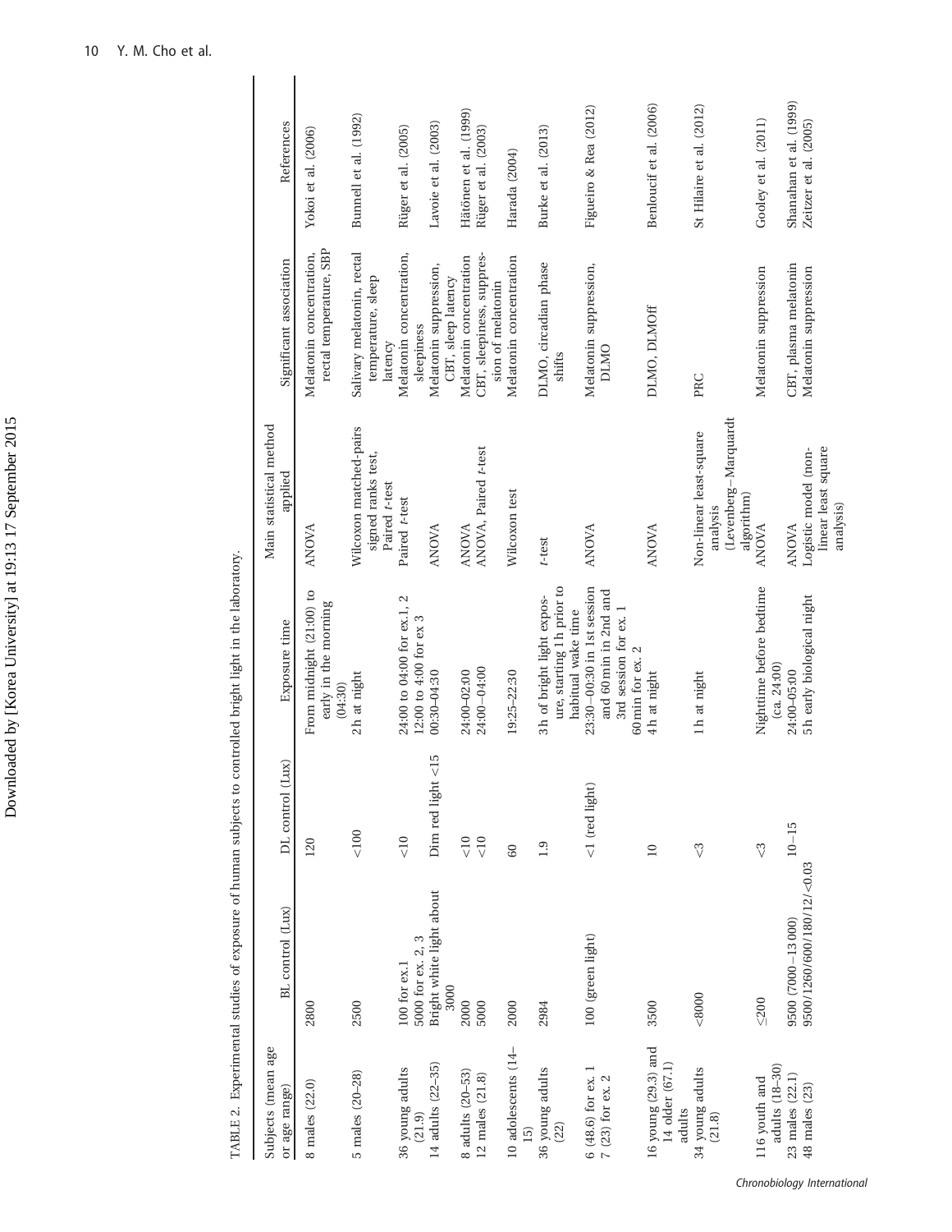TABLE 2. Experimental studies of exposure of human subjects to controlled bright light in the laboratory.

| Subjects (mean age or age range) | BL control (Lux) | DL control (Lux) | Exposure time | Main statistical method applied | Significant association | References |
|---|---|---|---|---|---|---|
| 8 males (22.0) | 2800 | 120 | From midnight (21:00) to early in the morning (04:30) | ANOVA | Melatonin concentration, rectal temperature, SBP | Yokoi et al. (2006) |
| 5 males (20–28) | 2500 | <100 | 2h at night | Wilcoxon matched-pairs signed ranks test, Paired *t*-test | Salivary melatonin, rectal temperature, sleep latency | Bunnell et al. (1992) |
| 36 young adults (21.9) | 100 for ex.1<br>5000 for ex. 2, 3 | <10 | 24:00 to 04:00 for ex.1, 2<br>12:00 to 4:00 for ex 3 | Paired *t*-test | Melatonin concentration, sleepiness | Rüger et al. (2005) |
| 14 adults (22–35) | Bright white light about 3000 | Dim red light <15 | 00:30–04:30 | ANOVA | Melatonin suppression, CBT, sleep latency | Lavoie et al. (2003) |
| 8 adults (20–53) | 2000 | <10 | 24:00–02:00 | ANOVA | Melatonin concentration | Hätönen et al. (1999) |
| 12 males (21.8) | 5000 | <10 | 24:00–04:00 | ANOVA, Paired *t*-test | CBT, sleepiness, suppression of melatonin | Rüger et al. (2003) |
| 10 adolescents (14–15) | 2000 | 60 | 19:25–22:30 | Wilcoxon test | Melatonin concentration | Harada (2004) |
| 36 young adults (22) | 2984 | 1.9 | 3h of bright light exposure, starting 1h prior to habitual wake time | *t*-test | DLMO, circadian phase shifts | Burke et al. (2013) |
| 6 (48.6) for ex. 1<br>7 (23) for ex. 2 | 100 (green light) | <1 (red light) | 23:30–00:30 in 1st session and 60 min in 2nd and 3rd session for ex. 1<br>60 min for ex. 2 | ANOVA | Melatonin suppression, DLMO | Figueiro & Rea (2012) |
| 16 young (29.3) and 14 older (67.1) adults | 3500 | 10 | 4h at night | ANOVA | DLMO, DLMOff | Benloucif et al. (2006) |
| 34 young adults (21.8) | <8000 | <3 | 1h at night | Non-linear least-square analysis (Levenberg–Marquardt algorithm) | PRC | St Hilaire et al. (2012) |
| 116 youth and adults (18–30) | ≤200 | <3 | Nighttime before bedtime (ca. 24:00) | ANOVA | Melatonin suppression | Gooley et al. (2011) |
| 23 males (22.1) | 9500 (7000–13 000) | 10–15 | 24:00–05:00 | ANOVA | CBT, plasma melatonin | Shanahan et al. (1999) |
| 48 males (23) | 9500/1260/600/180/12/<0.03 | | 5h early biological night | Logistic model (non-linear least square analysis) | Melatonin suppression | Zeitzer et al. (2005) |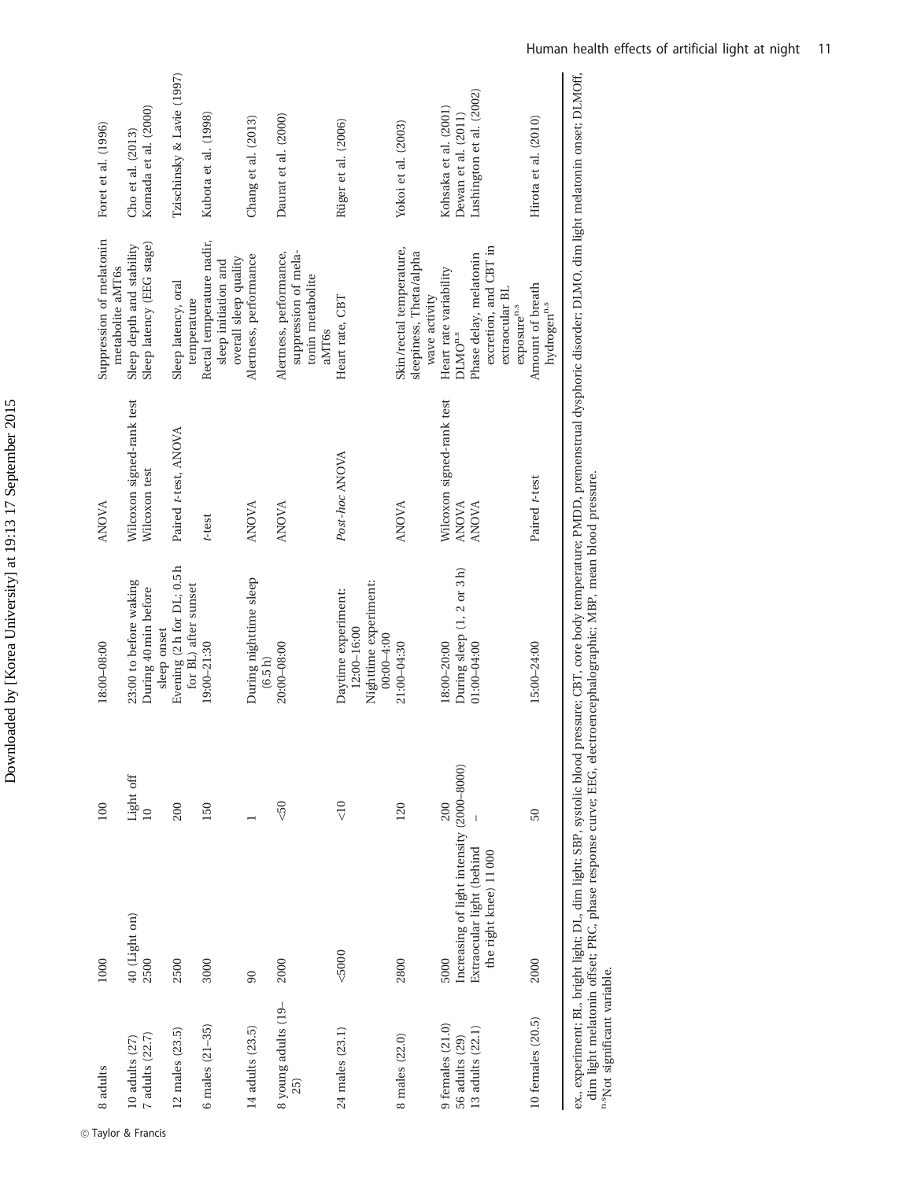| | | | | | | | |
|---|---|---|---|---|---|---|---|
| 8 adults | 1000 | 100 | 18:00–08:00 | ANOVA | Suppression of melatonin metabolite aMT6s | Foret et al. (1996) |
| 10 adults (27) | 40 (Light on) | Light off | 23:00 to before waking | Wilcoxon signed-rank test | Sleep depth and stability | Cho et al. (2013) |
| 7 adults (22.7) | 2500 | 10 | During 40 min before sleep onset | Wilcoxon test | Sleep latency (EEG stage) | Komada et al. (2000) |
| 12 males (23.5) | 2500 | 200 | Evening (2 h for DL; 0.5 h for BL) after sunset | Paired *t*-test, ANOVA | Sleep latency, oral temperature | Tzischinsky & Lavie (1997) |
| 6 males (21–35) | 3000 | 150 | 19:00–21:30 | *t*-test | Rectal temperature nadir, sleep initiation and overall sleep quality | Kubota et al. (1998) |
| 14 adults (23.5) | 90 | 1 | During nighttime sleep (6.5 h) | ANOVA | Alertness, performance | Chang et al. (2013) |
| 8 young adults (19–25) | 2000 | <50 | 20:00–08:00 | ANOVA | Alertness, performance, suppression of melatonin metabolite aMT6s | Daurat et al. (2000) |
| 24 males (23.1) | <5000 | <10 | Daytime experiment: 12:00–16:00 Nighttime experiment: 00:00–4:00 | *Post-hoc* ANOVA | Heart rate, CBT | Rüger et al. (2006) |
| 8 males (22.0) | 2800 | 120 | 21:00–04:30 | ANOVA | Skin/rectal temperature, sleepiness, Theta/alpha wave activity | Yokoi et al. (2003) |
| 9 females (21.0) | 5000 | 200 | 18:00–20:00 | Wilcoxon signed-rank test | Heart rate variability | Kohsaka et al. (2001) |
| 56 adults (29) | Increasing of light intensity (2000–8000) | | During sleep (1, 2 or 3 h) | ANOVA | DLMO[n.s] | Dewan et al. (2011) |
| 13 adults (22.1) | Extraocular light (behind the right knee) 11 000 | – | 01:00–04:00 | ANOVA | Phase delay, melatonin excretion, and CBT in extraocular BL exposure[n.s] | Lushington et al. (2002) |
| 10 females (20.5) | 2000 | 50 | 15:00–24:00 | Paired *t*-test | Amount of breath hydrogen[n.s] | Hirota et al. (2010) |

ex., experiment; BL, bright light; DL, dim light; SBP, systolic blood pressure; CBT, core body temperature; PMDD, premenstrual dysphoric disorder; DLMO, dim light melatonin onset; DLMOff, dim light melatonin offset; PRC, phase response curve; EEG, electroencephalographic; MBP, mean blood pressure.
[n.s]Not significant variable.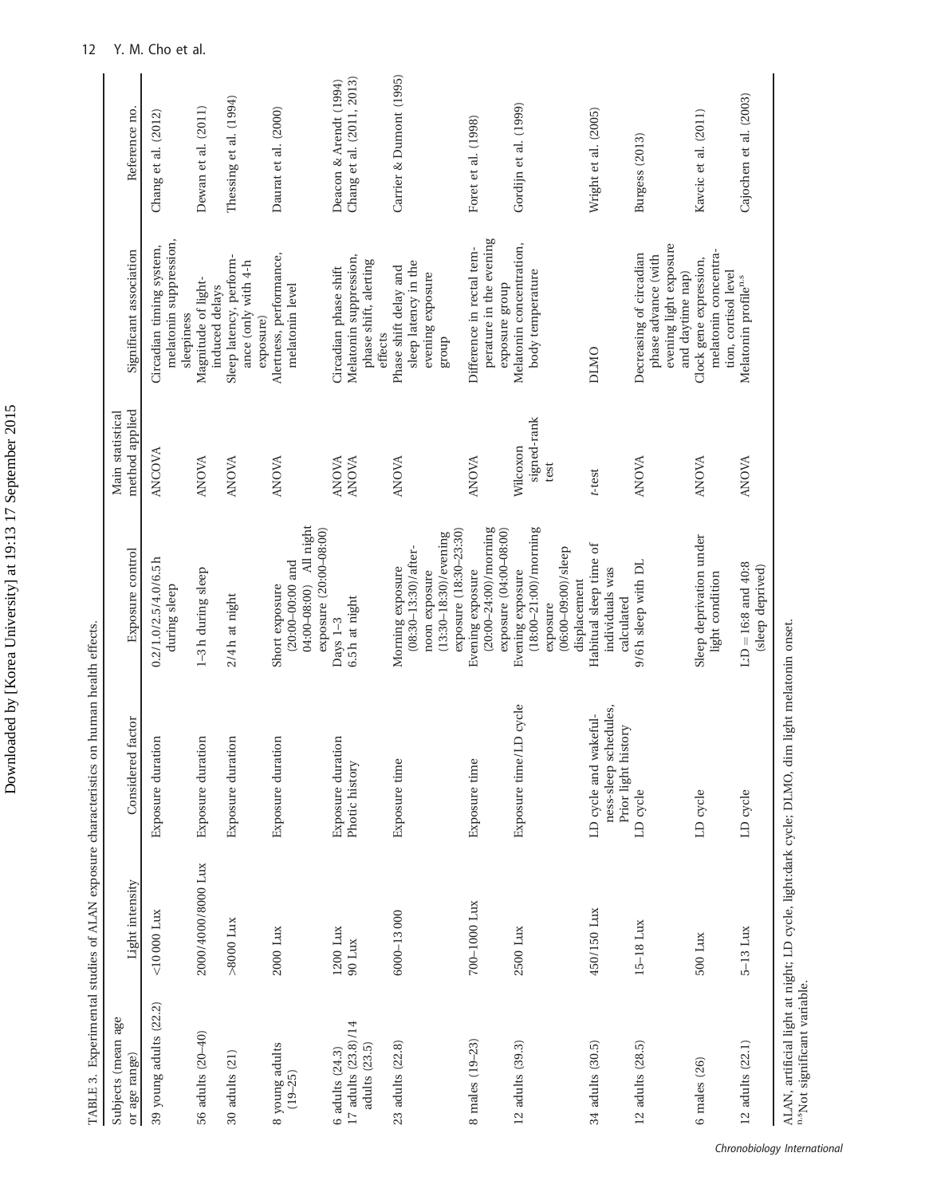TABLE 3. Experimental studies of ALAN exposure characteristics on human health effects.

| Subjects (mean age or age range) | Light intensity | Considered factor | Exposure control | Main statistical method applied | Significant association | Reference no. |
|---|---|---|---|---|---|---|
| 39 young adults (22.2) | <10 000 Lux | Exposure duration | 0.2/1.0/2.5/4.0/6.5 h during sleep | ANCOVA | Circadian timing system, melatonin suppression, sleepiness | Chang et al. (2012) |
| 56 adults (20–40) | 2000/4000/8000 Lux | Exposure duration | 1–3 h during sleep | ANOVA | Magnitude of light-induced delays | Dewan et al. (2011) |
| 30 adults (21) | >8000 Lux | Exposure duration | 2/4 h at night | ANOVA | Sleep latency, performance (only with 4-h exposure) | Thessing et al. (1994) |
| 8 young adults (19–25) | 2000 Lux | Exposure duration | Short exposure (20:00–00:00 and 04:00–08:00) All night exposure (20:00–08:00) | ANOVA | Alertness, performance, melatonin level | Daurat et al. (2000) |
| 6 adults (24.3) | 1200 Lux | Exposure duration | Days 1–3 | ANOVA | Circadian phase shift | Deacon & Arendt (1994) |
| 17 adults (23.8)/14 adults (23.5) | 90 Lux | Photic history | 6.5 h at night | ANOVA | Melatonin suppression, phase shift, alerting effects | Chang et al. (2011, 2013) |
| 23 adults (22.8) | 6000–13 000 | Exposure time | Morning exposure (08:30–13:30)/afternoon exposure (13:30–18:30)/evening exposure (18:30–23:30) | ANOVA | Phase shift delay and sleep latency in the evening exposure group | Carrier & Dumont (1995) |
| 8 males (19–23) | 700–1000 Lux | Exposure time | Evening exposure (20:00–24:00)/morning exposure (04:00–08:00) | ANOVA | Difference in rectal temperature in the evening exposure group | Foret et al. (1998) |
| 12 adults (39.3) | 2500 Lux | Exposure time/LD cycle | Evening exposure (18:00–21:00)/morning exposure (06:00–09:00)/sleep displacement | Wilcoxon signed-rank test | Melatonin concentration, body temperature | Gordijn et al. (1999) |
| 34 adults (30.5) | 450/150 Lux | LD cycle and wakefulness-sleep schedules, Prior light history | Habitual sleep time of individuals was calculated | *t*-test | DLMO | Wright et al. (2005) |
| 12 adults (28.5) | 15–18 Lux | LD cycle | 9/6 h sleep with DL | ANOVA | Decreasing of circadian phase advance (with evening light exposure and daytime nap) | Burgess (2013) |
| 6 males (26) | 500 Lux | LD cycle | Sleep deprivation under light condition | ANOVA | Clock gene expression, melatonin concentration, cortisol level | Kavcic et al. (2011) |
| 12 adults (22.1) | 5–13 Lux | LD cycle | L:D = 16:8 and 40:8 (sleep deprived) | ANOVA | Melatonin profile[n.s] | Cajochen et al. (2003) |

ALAN, artificial light at night; LD cycle, light:dark cycle; DLMO, dim light melatonin onset.
[n.s]Not significant variable.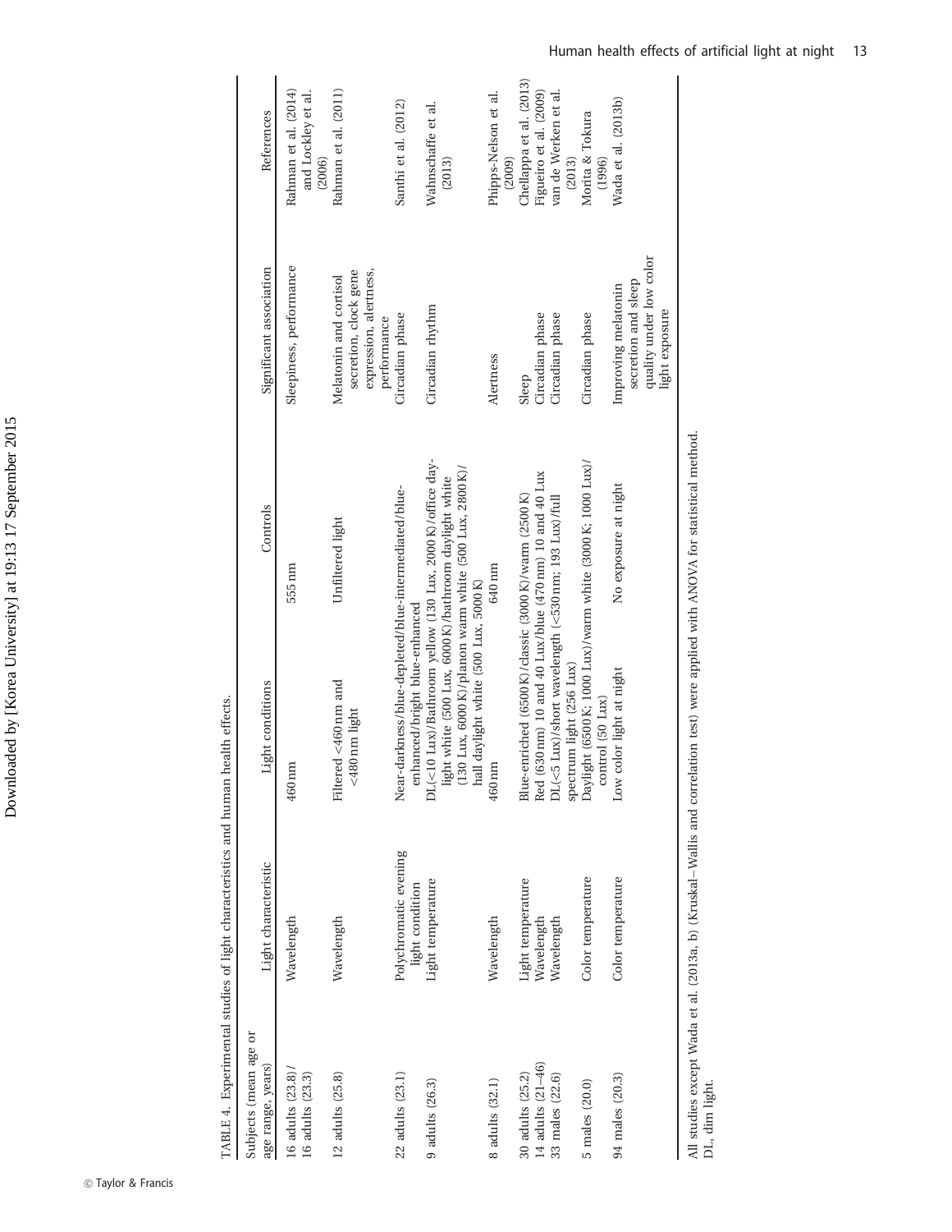TABLE 4. Experimental studies of light characteristics and human health effects.

| Subjects (mean age or age range, years) | Light characteristic | Light conditions | Controls | Significant association | References |
|---|---|---|---|---|---|
| 16 adults (23.8)/ 16 adults (23.3) | Wavelength | 460 nm | 555 nm | Sleepiness, performance | Rahman et al. (2014) and Lockley et al. (2006) |
| 12 adults (25.8) | Wavelength | Filtered <460 nm and <480 nm light | Unfiltered light | Melatonin and cortisol secretion, clock gene expression, alertness, performance | Rahman et al. (2011) |
| 22 adults (23.1) | Polychromatic evening light condition | Near-darkness/blue-depleted/blue-intermediated/blue-enhanced/bright blue-enhanced | | Circadian phase | Santhi et al. (2012) |
| 9 adults (26.3) | Light temperature | DL (<10 Lux)/Bathroom yellow (130 Lux, 2000 K)/office daylight white (500 Lux, 6000 K)/bathroom daylight white (130 Lux, 6000 K)/planon warm white (500 Lux, 2800 K)/hall daylight white (500 Lux, 5000 K) | | Circadian rhythm | Wahnschaffe et al. (2013) |
| 8 adults (32.1) | Wavelength | 460 nm | 640 nm | Alertness | Phipps-Nelson et al. (2009) |
| 30 adults (25.2) | Light temperature | Blue-enriched (6500 K)/classic (3000 K)/warm (2500 K) | | Sleep | Chellappa et al. (2013) |
| 14 adults (21–46) | Wavelength | Red (630 nm) 10 and 40 Lux/blue (470 nm) 10 and 40 Lux | | Circadian phase | Figueiro et al. (2009) |
| 33 males (22.6) | Wavelength | DL (<5 Lux)/short wavelength (<530 nm; 193 Lux)/full spectrum light (256 Lux) | | Circadian phase | van de Werken et al. (2013) |
| 5 males (20.0) | Color temperature | Daylight (6500 K; 1000 Lux)/warm white (3000 K; 1000 Lux)/control (50 Lux) | | Circadian phase | Morita & Tokura (1996) |
| 94 males (20.3) | Color temperature | Low color light at night | No exposure at night | Improving melatonin secretion and sleep quality under low color light exposure | Wada et al. (2013b) |

All studies except Wada et al. (2013a, b) (Kruskal–Wallis and correlation test) were applied with ANOVA for statistical method.
DL, dim light.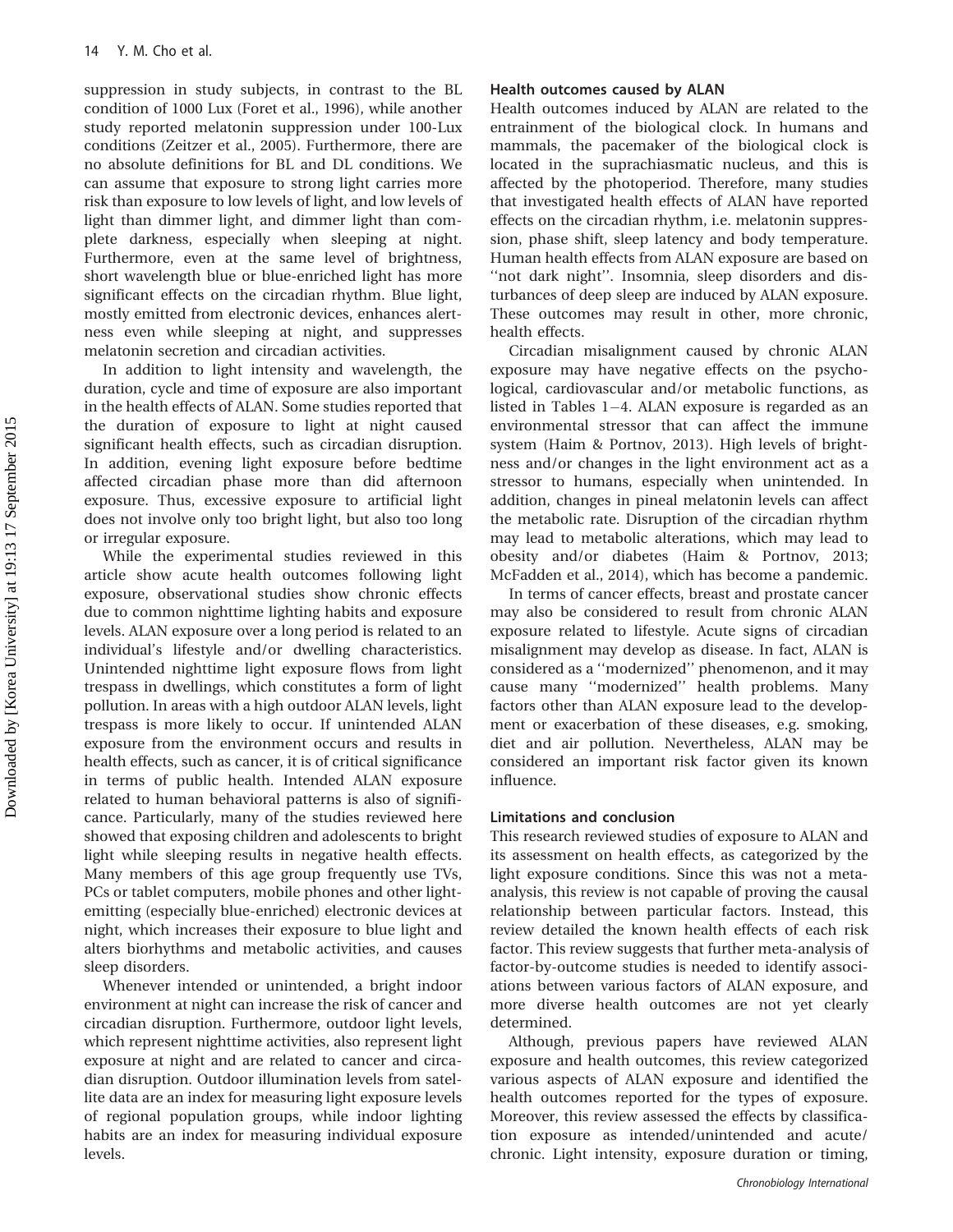suppression in study subjects, in contrast to the BL condition of 1000 Lux (Foret et al., 1996), while another study reported melatonin suppression under 100-Lux conditions (Zeitzer et al., 2005). Furthermore, there are no absolute definitions for BL and DL conditions. We can assume that exposure to strong light carries more risk than exposure to low levels of light, and low levels of light than dimmer light, and dimmer light than complete darkness, especially when sleeping at night. Furthermore, even at the same level of brightness, short wavelength blue or blue-enriched light has more significant effects on the circadian rhythm. Blue light, mostly emitted from electronic devices, enhances alertness even while sleeping at night, and suppresses melatonin secretion and circadian activities.

In addition to light intensity and wavelength, the duration, cycle and time of exposure are also important in the health effects of ALAN. Some studies reported that the duration of exposure to light at night caused significant health effects, such as circadian disruption. In addition, evening light exposure before bedtime affected circadian phase more than did afternoon exposure. Thus, excessive exposure to artificial light does not involve only too bright light, but also too long or irregular exposure.

While the experimental studies reviewed in this article show acute health outcomes following light exposure, observational studies show chronic effects due to common nighttime lighting habits and exposure levels. ALAN exposure over a long period is related to an individual's lifestyle and/or dwelling characteristics. Unintended nighttime light exposure flows from light trespass in dwellings, which constitutes a form of light pollution. In areas with a high outdoor ALAN levels, light trespass is more likely to occur. If unintended ALAN exposure from the environment occurs and results in health effects, such as cancer, it is of critical significance in terms of public health. Intended ALAN exposure related to human behavioral patterns is also of significance. Particularly, many of the studies reviewed here showed that exposing children and adolescents to bright light while sleeping results in negative health effects. Many members of this age group frequently use TVs, PCs or tablet computers, mobile phones and other light-emitting (especially blue-enriched) electronic devices at night, which increases their exposure to blue light and alters biorhythms and metabolic activities, and causes sleep disorders.

Whenever intended or unintended, a bright indoor environment at night can increase the risk of cancer and circadian disruption. Furthermore, outdoor light levels, which represent nighttime activities, also represent light exposure at night and are related to cancer and circadian disruption. Outdoor illumination levels from satellite data are an index for measuring light exposure levels of regional population groups, while indoor lighting habits are an index for measuring individual exposure levels.

#### Health outcomes caused by ALAN

Health outcomes induced by ALAN are related to the entrainment of the biological clock. In humans and mammals, the pacemaker of the biological clock is located in the suprachiasmatic nucleus, and this is affected by the photoperiod. Therefore, many studies that investigated health effects of ALAN have reported effects on the circadian rhythm, i.e. melatonin suppression, phase shift, sleep latency and body temperature. Human health effects from ALAN exposure are based on ''not dark night''. Insomnia, sleep disorders and disturbances of deep sleep are induced by ALAN exposure. These outcomes may result in other, more chronic, health effects.

Circadian misalignment caused by chronic ALAN exposure may have negative effects on the psychological, cardiovascular and/or metabolic functions, as listed in Tables 1–4. ALAN exposure is regarded as an environmental stressor that can affect the immune system (Haim & Portnov, 2013). High levels of brightness and/or changes in the light environment act as a stressor to humans, especially when unintended. In addition, changes in pineal melatonin levels can affect the metabolic rate. Disruption of the circadian rhythm may lead to metabolic alterations, which may lead to obesity and/or diabetes (Haim & Portnov, 2013; McFadden et al., 2014), which has become a pandemic.

In terms of cancer effects, breast and prostate cancer may also be considered to result from chronic ALAN exposure related to lifestyle. Acute signs of circadian misalignment may develop as disease. In fact, ALAN is considered as a ''modernized'' phenomenon, and it may cause many ''modernized'' health problems. Many factors other than ALAN exposure lead to the development or exacerbation of these diseases, e.g. smoking, diet and air pollution. Nevertheless, ALAN may be considered an important risk factor given its known influence.

#### Limitations and conclusion

This research reviewed studies of exposure to ALAN and its assessment on health effects, as categorized by the light exposure conditions. Since this was not a meta-analysis, this review is not capable of proving the causal relationship between particular factors. Instead, this review detailed the known health effects of each risk factor. This review suggests that further meta-analysis of factor-by-outcome studies is needed to identify associations between various factors of ALAN exposure, and more diverse health outcomes are not yet clearly determined.

Although, previous papers have reviewed ALAN exposure and health outcomes, this review categorized various aspects of ALAN exposure and identified the health outcomes reported for the types of exposure. Moreover, this review assessed the effects by classification exposure as intended/unintended and acute/chronic. Light intensity, exposure duration or timing,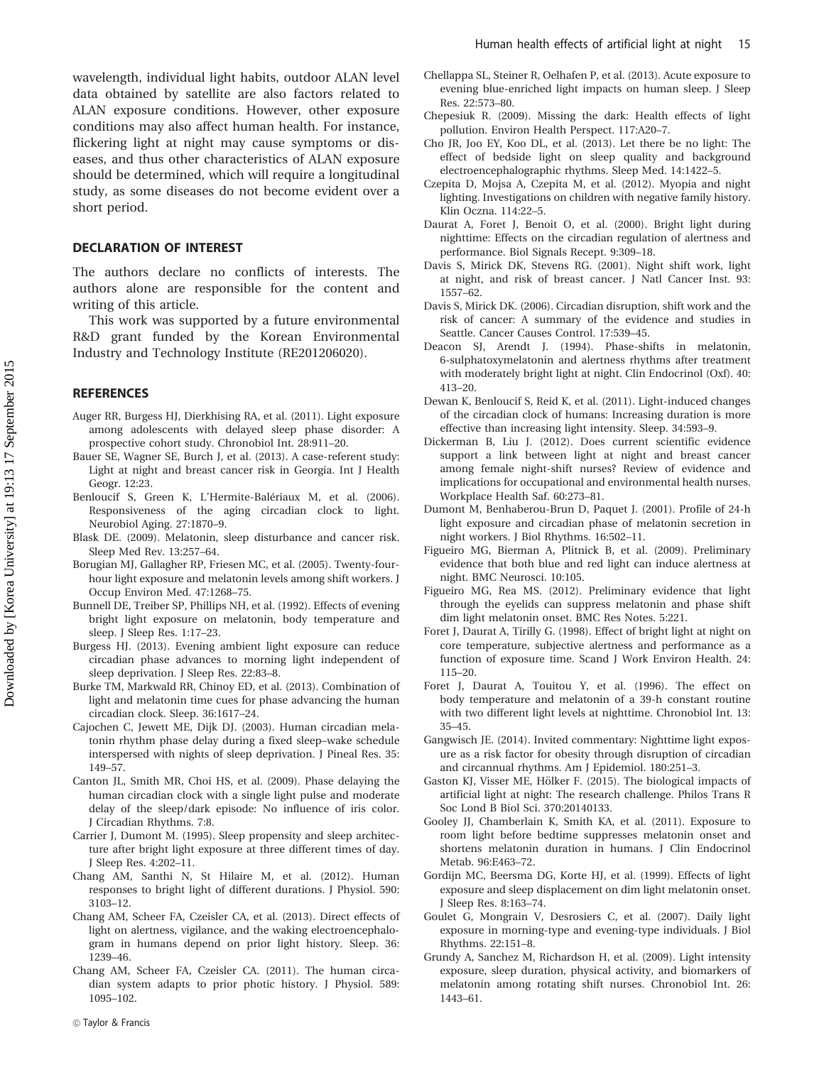wavelength, individual light habits, outdoor ALAN level data obtained by satellite are also factors related to ALAN exposure conditions. However, other exposure conditions may also affect human health. For instance, flickering light at night may cause symptoms or diseases, and thus other characteristics of ALAN exposure should be determined, which will require a longitudinal study, as some diseases do not become evident over a short period.

## DECLARATION OF INTEREST

The authors declare no conflicts of interests. The authors alone are responsible for the content and writing of this article.

This work was supported by a future environmental R&D grant funded by the Korean Environmental Industry and Technology Institute (RE201206020).

## REFERENCES

Auger RR, Burgess HJ, Dierkhising RA, et al. (2011). Light exposure among adolescents with delayed sleep phase disorder: A prospective cohort study. Chronobiol Int. 28:911–20.

Bauer SE, Wagner SE, Burch J, et al. (2013). A case-referent study: Light at night and breast cancer risk in Georgia. Int J Health Geogr. 12:23.

Benloucif S, Green K, L'Hermite-Balériaux M, et al. (2006). Responsiveness of the aging circadian clock to light. Neurobiol Aging. 27:1870–9.

Blask DE. (2009). Melatonin, sleep disturbance and cancer risk. Sleep Med Rev. 13:257–64.

Borugian MJ, Gallagher RP, Friesen MC, et al. (2005). Twenty-four-hour light exposure and melatonin levels among shift workers. J Occup Environ Med. 47:1268–75.

Bunnell DE, Treiber SP, Phillips NH, et al. (1992). Effects of evening bright light exposure on melatonin, body temperature and sleep. J Sleep Res. 1:17–23.

Burgess HJ. (2013). Evening ambient light exposure can reduce circadian phase advances to morning light independent of sleep deprivation. J Sleep Res. 22:83–8.

Burke TM, Markwald RR, Chinoy ED, et al. (2013). Combination of light and melatonin time cues for phase advancing the human circadian clock. Sleep. 36:1617–24.

Cajochen C, Jewett ME, Dijk DJ. (2003). Human circadian melatonin rhythm phase delay during a fixed sleep–wake schedule interspersed with nights of sleep deprivation. J Pineal Res. 35: 149–57.

Canton JL, Smith MR, Choi HS, et al. (2009). Phase delaying the human circadian clock with a single light pulse and moderate delay of the sleep/dark episode: No influence of iris color. J Circadian Rhythms. 7:8.

Carrier J, Dumont M. (1995). Sleep propensity and sleep architecture after bright light exposure at three different times of day. J Sleep Res. 4:202–11.

Chang AM, Santhi N, St Hilaire M, et al. (2012). Human responses to bright light of different durations. J Physiol. 590: 3103–12.

Chang AM, Scheer FA, Czeisler CA, et al. (2013). Direct effects of light on alertness, vigilance, and the waking electroencephalogram in humans depend on prior light history. Sleep. 36: 1239–46.

Chang AM, Scheer FA, Czeisler CA. (2011). The human circadian system adapts to prior photic history. J Physiol. 589: 1095–102.

Chellappa SL, Steiner R, Oelhafen P, et al. (2013). Acute exposure to evening blue-enriched light impacts on human sleep. J Sleep Res. 22:573–80.

Chepesiuk R. (2009). Missing the dark: Health effects of light pollution. Environ Health Perspect. 117:A20–7.

Cho JR, Joo EY, Koo DL, et al. (2013). Let there be no light: The effect of bedside light on sleep quality and background electroencephalographic rhythms. Sleep Med. 14:1422–5.

Czepita D, Mojsa A, Czepita M, et al. (2012). Myopia and night lighting. Investigations on children with negative family history. Klin Oczna. 114:22–5.

Daurat A, Foret J, Benoit O, et al. (2000). Bright light during nighttime: Effects on the circadian regulation of alertness and performance. Biol Signals Recept. 9:309–18.

Davis S, Mirick DK, Stevens RG. (2001). Night shift work, light at night, and risk of breast cancer. J Natl Cancer Inst. 93: 1557–62.

Davis S, Mirick DK. (2006). Circadian disruption, shift work and the risk of cancer: A summary of the evidence and studies in Seattle. Cancer Causes Control. 17:539–45.

Deacon SJ, Arendt J. (1994). Phase-shifts in melatonin, 6-sulphatoxymelatonin and alertness rhythms after treatment with moderately bright light at night. Clin Endocrinol (Oxf). 40: 413–20.

Dewan K, Benloucif S, Reid K, et al. (2011). Light-induced changes of the circadian clock of humans: Increasing duration is more effective than increasing light intensity. Sleep. 34:593–9.

Dickerman B, Liu J. (2012). Does current scientific evidence support a link between light at night and breast cancer among female night-shift nurses? Review of evidence and implications for occupational and environmental health nurses. Workplace Health Saf. 60:273–81.

Dumont M, Benhaberou-Brun D, Paquet J. (2001). Profile of 24-h light exposure and circadian phase of melatonin secretion in night workers. J Biol Rhythms. 16:502–11.

Figueiro MG, Bierman A, Plitnick B, et al. (2009). Preliminary evidence that both blue and red light can induce alertness at night. BMC Neurosci. 10:105.

Figueiro MG, Rea MS. (2012). Preliminary evidence that light through the eyelids can suppress melatonin and phase shift dim light melatonin onset. BMC Res Notes. 5:221.

Foret J, Daurat A, Tirilly G. (1998). Effect of bright light at night on core temperature, subjective alertness and performance as a function of exposure time. Scand J Work Environ Health. 24: 115–20.

Foret J, Daurat A, Touitou Y, et al. (1996). The effect on body temperature and melatonin of a 39-h constant routine with two different light levels at nighttime. Chronobiol Int. 13: 35–45.

Gangwisch JE. (2014). Invited commentary: Nighttime light exposure as a risk factor for obesity through disruption of circadian and circannual rhythms. Am J Epidemiol. 180:251–3.

Gaston KJ, Visser ME, Hölker F. (2015). The biological impacts of artificial light at night: The research challenge. Philos Trans R Soc Lond B Biol Sci. 370:20140133.

Gooley JJ, Chamberlain K, Smith KA, et al. (2011). Exposure to room light before bedtime suppresses melatonin onset and shortens melatonin duration in humans. J Clin Endocrinol Metab. 96:E463–72.

Gordijn MC, Beersma DG, Korte HJ, et al. (1999). Effects of light exposure and sleep displacement on dim light melatonin onset. J Sleep Res. 8:163–74.

Goulet G, Mongrain V, Desrosiers C, et al. (2007). Daily light exposure in morning-type and evening-type individuals. J Biol Rhythms. 22:151–8.

Grundy A, Sanchez M, Richardson H, et al. (2009). Light intensity exposure, sleep duration, physical activity, and biomarkers of melatonin among rotating shift nurses. Chronobiol Int. 26: 1443–61.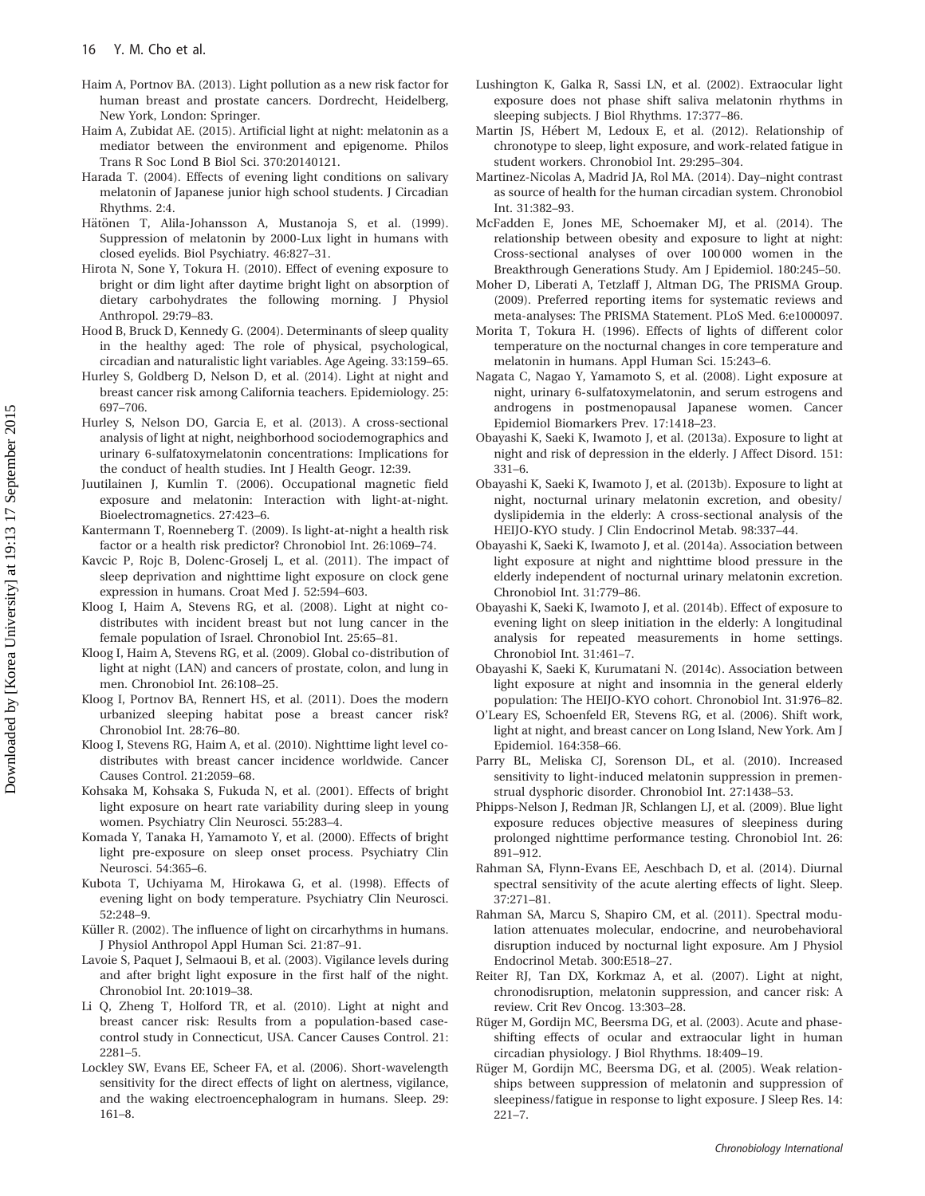Haim A, Portnov BA. (2013). Light pollution as a new risk factor for human breast and prostate cancers. Dordrecht, Heidelberg, New York, London: Springer.

Haim A, Zubidat AE. (2015). Artificial light at night: melatonin as a mediator between the environment and epigenome. Philos Trans R Soc Lond B Biol Sci. 370:20140121.

Harada T. (2004). Effects of evening light conditions on salivary melatonin of Japanese junior high school students. J Circadian Rhythms. 2:4.

Hätönen T, Alila-Johansson A, Mustanoja S, et al. (1999). Suppression of melatonin by 2000-Lux light in humans with closed eyelids. Biol Psychiatry. 46:827–31.

Hirota N, Sone Y, Tokura H. (2010). Effect of evening exposure to bright or dim light after daytime bright light on absorption of dietary carbohydrates the following morning. J Physiol Anthropol. 29:79–83.

Hood B, Bruck D, Kennedy G. (2004). Determinants of sleep quality in the healthy aged: The role of physical, psychological, circadian and naturalistic light variables. Age Ageing. 33:159–65.

Hurley S, Goldberg D, Nelson D, et al. (2014). Light at night and breast cancer risk among California teachers. Epidemiology. 25: 697–706.

Hurley S, Nelson DO, Garcia E, et al. (2013). A cross-sectional analysis of light at night, neighborhood sociodemographics and urinary 6-sulfatoxymelatonin concentrations: Implications for the conduct of health studies. Int J Health Geogr. 12:39.

Juutilainen J, Kumlin T. (2006). Occupational magnetic field exposure and melatonin: Interaction with light-at-night. Bioelectromagnetics. 27:423–6.

Kantermann T, Roenneberg T. (2009). Is light-at-night a health risk factor or a health risk predictor? Chronobiol Int. 26:1069–74.

Kavcic P, Rojc B, Dolenc-Groselj L, et al. (2011). The impact of sleep deprivation and nighttime light exposure on clock gene expression in humans. Croat Med J. 52:594–603.

Kloog I, Haim A, Stevens RG, et al. (2008). Light at night co-distributes with incident breast but not lung cancer in the female population of Israel. Chronobiol Int. 25:65–81.

Kloog I, Haim A, Stevens RG, et al. (2009). Global co-distribution of light at night (LAN) and cancers of prostate, colon, and lung in men. Chronobiol Int. 26:108–25.

Kloog I, Portnov BA, Rennert HS, et al. (2011). Does the modern urbanized sleeping habitat pose a breast cancer risk? Chronobiol Int. 28:76–80.

Kloog I, Stevens RG, Haim A, et al. (2010). Nighttime light level co-distributes with breast cancer incidence worldwide. Cancer Causes Control. 21:2059–68.

Kohsaka M, Kohsaka S, Fukuda N, et al. (2001). Effects of bright light exposure on heart rate variability during sleep in young women. Psychiatry Clin Neurosci. 55:283–4.

Komada Y, Tanaka H, Yamamoto Y, et al. (2000). Effects of bright light pre-exposure on sleep onset process. Psychiatry Clin Neurosci. 54:365–6.

Kubota T, Uchiyama M, Hirokawa G, et al. (1998). Effects of evening light on body temperature. Psychiatry Clin Neurosci. 52:248–9.

Küller R. (2002). The influence of light on circarhythms in humans. J Physiol Anthropol Appl Human Sci. 21:87–91.

Lavoie S, Paquet J, Selmaoui B, et al. (2003). Vigilance levels during and after bright light exposure in the first half of the night. Chronobiol Int. 20:1019–38.

Li Q, Zheng T, Holford TR, et al. (2010). Light at night and breast cancer risk: Results from a population-based case-control study in Connecticut, USA. Cancer Causes Control. 21: 2281–5.

Lockley SW, Evans EE, Scheer FA, et al. (2006). Short-wavelength sensitivity for the direct effects of light on alertness, vigilance, and the waking electroencephalogram in humans. Sleep. 29: 161–8.

Lushington K, Galka R, Sassi LN, et al. (2002). Extraocular light exposure does not phase shift saliva melatonin rhythms in sleeping subjects. J Biol Rhythms. 17:377–86.

Martin JS, Hébert M, Ledoux E, et al. (2012). Relationship of chronotype to sleep, light exposure, and work-related fatigue in student workers. Chronobiol Int. 29:295–304.

Martinez-Nicolas A, Madrid JA, Rol MA. (2014). Day–night contrast as source of health for the human circadian system. Chronobiol Int. 31:382–93.

McFadden E, Jones ME, Schoemaker MJ, et al. (2014). The relationship between obesity and exposure to light at night: Cross-sectional analyses of over 100 000 women in the Breakthrough Generations Study. Am J Epidemiol. 180:245–50.

Moher D, Liberati A, Tetzlaff J, Altman DG, The PRISMA Group. (2009). Preferred reporting items for systematic reviews and meta-analyses: The PRISMA Statement. PLoS Med. 6:e1000097.

Morita T, Tokura H. (1996). Effects of lights of different color temperature on the nocturnal changes in core temperature and melatonin in humans. Appl Human Sci. 15:243–6.

Nagata C, Nagao Y, Yamamoto S, et al. (2008). Light exposure at night, urinary 6-sulfatoxymelatonin, and serum estrogens and androgens in postmenopausal Japanese women. Cancer Epidemiol Biomarkers Prev. 17:1418–23.

Obayashi K, Saeki K, Iwamoto J, et al. (2013a). Exposure to light at night and risk of depression in the elderly. J Affect Disord. 151: 331–6.

Obayashi K, Saeki K, Iwamoto J, et al. (2013b). Exposure to light at night, nocturnal urinary melatonin excretion, and obesity/dyslipidemia in the elderly: A cross-sectional analysis of the HEIJO-KYO study. J Clin Endocrinol Metab. 98:337–44.

Obayashi K, Saeki K, Iwamoto J, et al. (2014a). Association between light exposure at night and nighttime blood pressure in the elderly independent of nocturnal urinary melatonin excretion. Chronobiol Int. 31:779–86.

Obayashi K, Saeki K, Iwamoto J, et al. (2014b). Effect of exposure to evening light on sleep initiation in the elderly: A longitudinal analysis for repeated measurements in home settings. Chronobiol Int. 31:461–7.

Obayashi K, Saeki K, Kurumatani N. (2014c). Association between light exposure at night and insomnia in the general elderly population: The HEIJO-KYO cohort. Chronobiol Int. 31:976–82.

O'Leary ES, Schoenfeld ER, Stevens RG, et al. (2006). Shift work, light at night, and breast cancer on Long Island, New York. Am J Epidemiol. 164:358–66.

Parry BL, Meliska CJ, Sorenson DL, et al. (2010). Increased sensitivity to light-induced melatonin suppression in premenstrual dysphoric disorder. Chronobiol Int. 27:1438–53.

Phipps-Nelson J, Redman JR, Schlangen LJ, et al. (2009). Blue light exposure reduces objective measures of sleepiness during prolonged nighttime performance testing. Chronobiol Int. 26: 891–912.

Rahman SA, Flynn-Evans EE, Aeschbach D, et al. (2014). Diurnal spectral sensitivity of the acute alerting effects of light. Sleep. 37:271–81.

Rahman SA, Marcu S, Shapiro CM, et al. (2011). Spectral modulation attenuates molecular, endocrine, and neurobehavioral disruption induced by nocturnal light exposure. Am J Physiol Endocrinol Metab. 300:E518–27.

Reiter RJ, Tan DX, Korkmaz A, et al. (2007). Light at night, chronodisruption, melatonin suppression, and cancer risk: A review. Crit Rev Oncog. 13:303–28.

Rüger M, Gordijn MC, Beersma DG, et al. (2003). Acute and phase-shifting effects of ocular and extraocular light in human circadian physiology. J Biol Rhythms. 18:409–19.

Rüger M, Gordijn MC, Beersma DG, et al. (2005). Weak relationships between suppression of melatonin and suppression of sleepiness/fatigue in response to light exposure. J Sleep Res. 14: 221–7.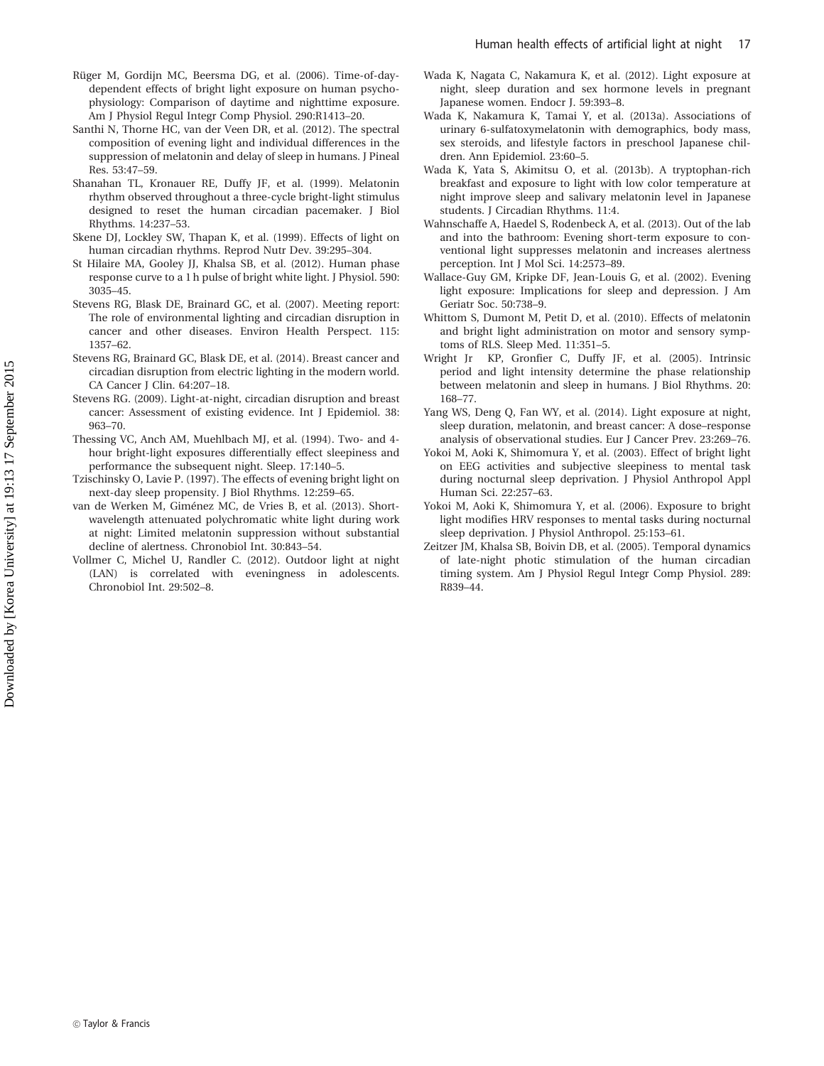Rüger M, Gordijn MC, Beersma DG, et al. (2006). Time-of-day-dependent effects of bright light exposure on human psychophysiology: Comparison of daytime and nighttime exposure. Am J Physiol Regul Integr Comp Physiol. 290:R1413–20.

Santhi N, Thorne HC, van der Veen DR, et al. (2012). The spectral composition of evening light and individual differences in the suppression of melatonin and delay of sleep in humans. J Pineal Res. 53:47–59.

Shanahan TL, Kronauer RE, Duffy JF, et al. (1999). Melatonin rhythm observed throughout a three-cycle bright-light stimulus designed to reset the human circadian pacemaker. J Biol Rhythms. 14:237–53.

Skene DJ, Lockley SW, Thapan K, et al. (1999). Effects of light on human circadian rhythms. Reprod Nutr Dev. 39:295–304.

St Hilaire MA, Gooley JJ, Khalsa SB, et al. (2012). Human phase response curve to a 1 h pulse of bright white light. J Physiol. 590: 3035–45.

Stevens RG, Blask DE, Brainard GC, et al. (2007). Meeting report: The role of environmental lighting and circadian disruption in cancer and other diseases. Environ Health Perspect. 115: 1357–62.

Stevens RG, Brainard GC, Blask DE, et al. (2014). Breast cancer and circadian disruption from electric lighting in the modern world. CA Cancer J Clin. 64:207–18.

Stevens RG. (2009). Light-at-night, circadian disruption and breast cancer: Assessment of existing evidence. Int J Epidemiol. 38: 963–70.

Thessing VC, Anch AM, Muehlbach MJ, et al. (1994). Two- and 4-hour bright-light exposures differentially effect sleepiness and performance the subsequent night. Sleep. 17:140–5.

Tzischinsky O, Lavie P. (1997). The effects of evening bright light on next-day sleep propensity. J Biol Rhythms. 12:259–65.

van de Werken M, Giménez MC, de Vries B, et al. (2013). Short-wavelength attenuated polychromatic white light during work at night: Limited melatonin suppression without substantial decline of alertness. Chronobiol Int. 30:843–54.

Vollmer C, Michel U, Randler C. (2012). Outdoor light at night (LAN) is correlated with eveningness in adolescents. Chronobiol Int. 29:502–8.

Wada K, Nagata C, Nakamura K, et al. (2012). Light exposure at night, sleep duration and sex hormone levels in pregnant Japanese women. Endocr J. 59:393–8.

Wada K, Nakamura K, Tamai Y, et al. (2013a). Associations of urinary 6-sulfatoxymelatonin with demographics, body mass, sex steroids, and lifestyle factors in preschool Japanese children. Ann Epidemiol. 23:60–5.

Wada K, Yata S, Akimitsu O, et al. (2013b). A tryptophan-rich breakfast and exposure to light with low color temperature at night improve sleep and salivary melatonin level in Japanese students. J Circadian Rhythms. 11:4.

Wahnschaffe A, Haedel S, Rodenbeck A, et al. (2013). Out of the lab and into the bathroom: Evening short-term exposure to conventional light suppresses melatonin and increases alertness perception. Int J Mol Sci. 14:2573–89.

Wallace-Guy GM, Kripke DF, Jean-Louis G, et al. (2002). Evening light exposure: Implications for sleep and depression. J Am Geriatr Soc. 50:738–9.

Whittom S, Dumont M, Petit D, et al. (2010). Effects of melatonin and bright light administration on motor and sensory symptoms of RLS. Sleep Med. 11:351–5.

Wright Jr KP, Gronfier C, Duffy JF, et al. (2005). Intrinsic period and light intensity determine the phase relationship between melatonin and sleep in humans. J Biol Rhythms. 20: 168–77.

Yang WS, Deng Q, Fan WY, et al. (2014). Light exposure at night, sleep duration, melatonin, and breast cancer: A dose–response analysis of observational studies. Eur J Cancer Prev. 23:269–76.

Yokoi M, Aoki K, Shimomura Y, et al. (2003). Effect of bright light on EEG activities and subjective sleepiness to mental task during nocturnal sleep deprivation. J Physiol Anthropol Appl Human Sci. 22:257–63.

Yokoi M, Aoki K, Shimomura Y, et al. (2006). Exposure to bright light modifies HRV responses to mental tasks during nocturnal sleep deprivation. J Physiol Anthropol. 25:153–61.

Zeitzer JM, Khalsa SB, Boivin DB, et al. (2005). Temporal dynamics of late-night photic stimulation of the human circadian timing system. Am J Physiol Regul Integr Comp Physiol. 289: R839–44.